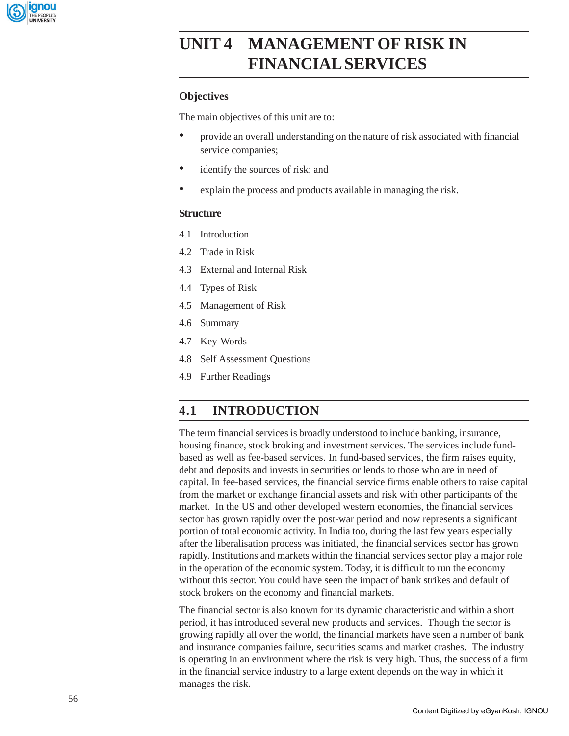# UNIT 4 MANAGEMENT OF RISK IN FINANCIAL SERVICES

## Objectives

The main objectives of this unit are to:

- provide an overall understanding on the nature of risk associated with financial service companies;
- identify the sources of risk; and
- explain the process and products available in managing the risk.

## Structure

4.1 Introduction

4.2 Trade in Risk

4.3 External and Internal Risk

4.4 Types of Risk

4.5 Management of Risk

4.6 Summary

4.7 Key Words

4.8 Self Assessment Questions

4.9 Further Readings

## 4.1 INTRODUCTION

The term financial services is broadly understood to include banking, insurance, housing finance, stock broking and investment services. The services include fund-based as well as fee-based services. In fund-based services, the firm raises equity, debt and deposits and invests in securities or lends to those who are in need of capital. In fee-based services, the financial service firms enable others to raise capital from the market or exchange financial assets and risk with other participants of the market. In the US and other developed western economies, the financial services sector has grown rapidly over the post-war period and now represents a significant portion of total economic activity. In India too, during the last few years especially after the liberalisation process was initiated, the financial services sector has grown rapidly. Institutions and markets within the financial services sector play a major role in the operation of the economic system. Today, it is difficult to run the economy without this sector. You could have seen the impact of bank strikes and default of stock brokers on the economy and financial markets.

The financial sector is also known for its dynamic characteristic and within a short period, it has introduced several new products and services. Though the sector is growing rapidly all over the world, the financial markets have seen a number of bank and insurance companies failure, securities scams and market crashes. The industry is operating in an environment where the risk is very high. Thus, the success of a firm in the financial service industry to a large extent depends on the way in which it manages the risk.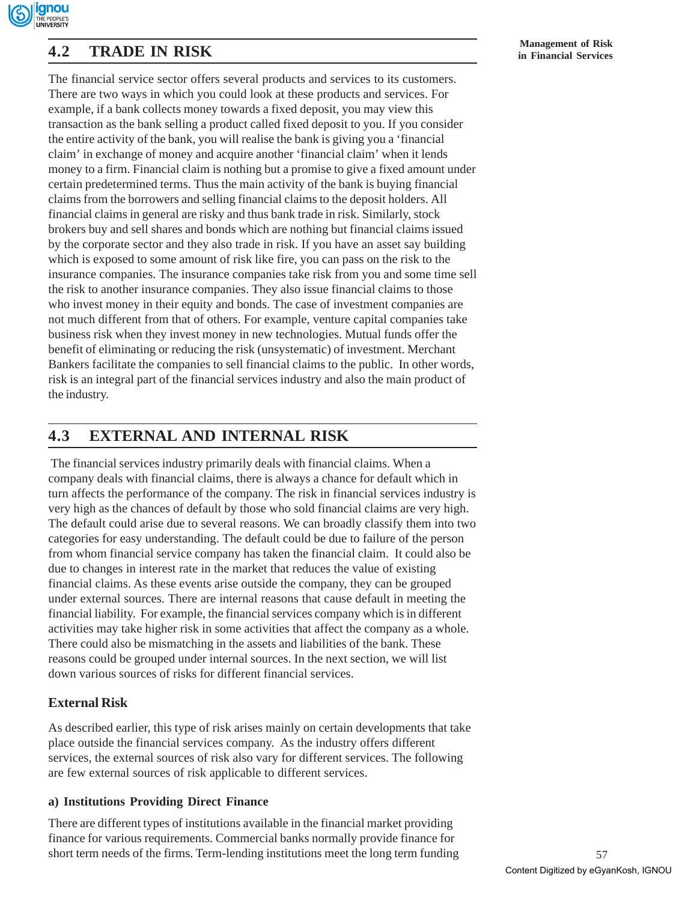## 4.2 TRADE IN RISK

The financial service sector offers several products and services to its customers. There are two ways in which you could look at these products and services. For example, if a bank collects money towards a fixed deposit, you may view this transaction as the bank selling a product called fixed deposit to you. If you consider the entire activity of the bank, you will realise the bank is giving you a 'financial claim' in exchange of money and acquire another 'financial claim' when it lends money to a firm. Financial claim is nothing but a promise to give a fixed amount under certain predetermined terms. Thus the main activity of the bank is buying financial claims from the borrowers and selling financial claims to the deposit holders. All financial claims in general are risky and thus bank trade in risk. Similarly, stock brokers buy and sell shares and bonds which are nothing but financial claims issued by the corporate sector and they also trade in risk. If you have an asset say building which is exposed to some amount of risk like fire, you can pass on the risk to the insurance companies. The insurance companies take risk from you and some time sell the risk to another insurance companies. They also issue financial claims to those who invest money in their equity and bonds. The case of investment companies are not much different from that of others. For example, venture capital companies take business risk when they invest money in new technologies. Mutual funds offer the benefit of eliminating or reducing the risk (unsystematic) of investment. Merchant Bankers facilitate the companies to sell financial claims to the public. In other words, risk is an integral part of the financial services industry and also the main product of the industry.

## 4.3 EXTERNAL AND INTERNAL RISK

The financial services industry primarily deals with financial claims. When a company deals with financial claims, there is always a chance for default which in turn affects the performance of the company. The risk in financial services industry is very high as the chances of default by those who sold financial claims are very high. The default could arise due to several reasons. We can broadly classify them into two categories for easy understanding. The default could be due to failure of the person from whom financial service company has taken the financial claim. It could also be due to changes in interest rate in the market that reduces the value of existing financial claims. As these events arise outside the company, they can be grouped under external sources. There are internal reasons that cause default in meeting the financial liability. For example, the financial services company which is in different activities may take higher risk in some activities that affect the company as a whole. There could also be mismatching in the assets and liabilities of the bank. These reasons could be grouped under internal sources. In the next section, we will list down various sources of risks for different financial services.

### External Risk

As described earlier, this type of risk arises mainly on certain developments that take place outside the financial services company. As the industry offers different services, the external sources of risk also vary for different services. The following are few external sources of risk applicable to different services.

#### a) Institutions Providing Direct Finance

There are different types of institutions available in the financial market providing finance for various requirements. Commercial banks normally provide finance for short term needs of the firms. Term-lending institutions meet the long term funding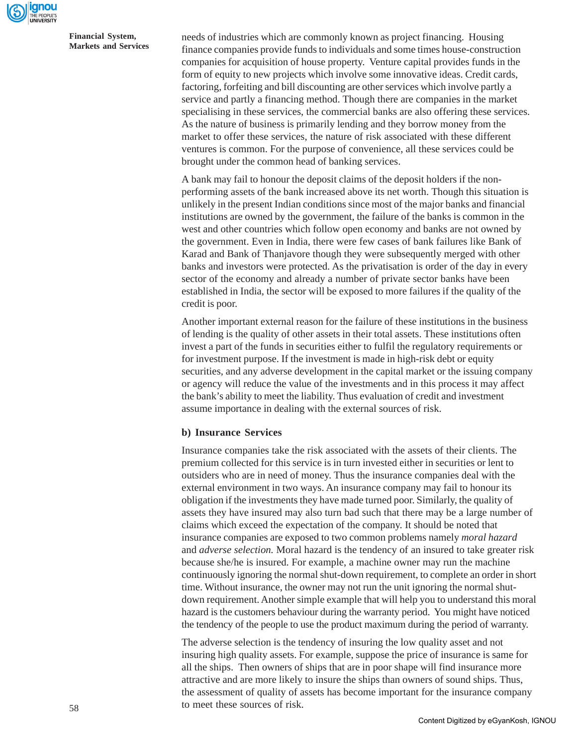needs of industries which are commonly known as project financing. Housing finance companies provide funds to individuals and some times house-construction companies for acquisition of house property. Venture capital provides funds in the form of equity to new projects which involve some innovative ideas. Credit cards, factoring, forfeiting and bill discounting are other services which involve partly a service and partly a financing method. Though there are companies in the market specialising in these services, the commercial banks are also offering these services. As the nature of business is primarily lending and they borrow money from the market to offer these services, the nature of risk associated with these different ventures is common. For the purpose of convenience, all these services could be brought under the common head of banking services.

A bank may fail to honour the deposit claims of the deposit holders if the non-performing assets of the bank increased above its net worth. Though this situation is unlikely in the present Indian conditions since most of the major banks and financial institutions are owned by the government, the failure of the banks is common in the west and other countries which follow open economy and banks are not owned by the government. Even in India, there were few cases of bank failures like Bank of Karad and Bank of Thanjavore though they were subsequently merged with other banks and investors were protected. As the privatisation is order of the day in every sector of the economy and already a number of private sector banks have been established in India, the sector will be exposed to more failures if the quality of the credit is poor.

Another important external reason for the failure of these institutions in the business of lending is the quality of other assets in their total assets. These institutions often invest a part of the funds in securities either to fulfil the regulatory requirements or for investment purpose. If the investment is made in high-risk debt or equity securities, and any adverse development in the capital market or the issuing company or agency will reduce the value of the investments and in this process it may affect the bank's ability to meet the liability. Thus evaluation of credit and investment assume importance in dealing with the external sources of risk.

**b) Insurance Services**

Insurance companies take the risk associated with the assets of their clients. The premium collected for this service is in turn invested either in securities or lent to outsiders who are in need of money. Thus the insurance companies deal with the external environment in two ways. An insurance company may fail to honour its obligation if the investments they have made turned poor. Similarly, the quality of assets they have insured may also turn bad such that there may be a large number of claims which exceed the expectation of the company. It should be noted that insurance companies are exposed to two common problems namely *moral hazard* and *adverse selection.* Moral hazard is the tendency of an insured to take greater risk because she/he is insured. For example, a machine owner may run the machine continuously ignoring the normal shut-down requirement, to complete an order in short time. Without insurance, the owner may not run the unit ignoring the normal shut-down requirement. Another simple example that will help you to understand this moral hazard is the customers behaviour during the warranty period. You might have noticed the tendency of the people to use the product maximum during the period of warranty.

The adverse selection is the tendency of insuring the low quality asset and not insuring high quality assets. For example, suppose the price of insurance is same for all the ships. Then owners of ships that are in poor shape will find insurance more attractive and are more likely to insure the ships than owners of sound ships. Thus, the assessment of quality of assets has become important for the insurance company to meet these sources of risk.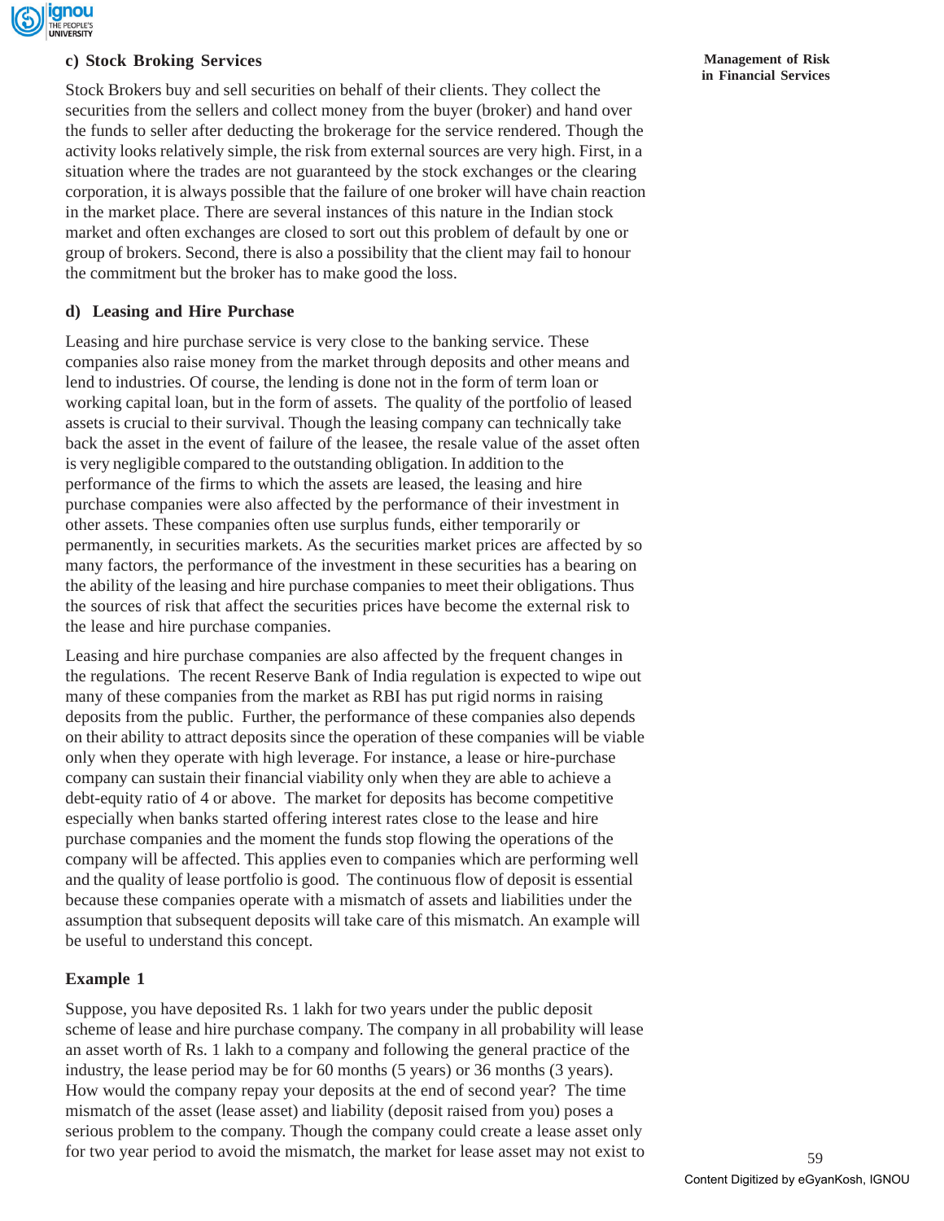#### c) Stock Broking Services

Stock Brokers buy and sell securities on behalf of their clients. They collect the securities from the sellers and collect money from the buyer (broker) and hand over the funds to seller after deducting the brokerage for the service rendered. Though the activity looks relatively simple, the risk from external sources are very high. First, in a situation where the trades are not guaranteed by the stock exchanges or the clearing corporation, it is always possible that the failure of one broker will have chain reaction in the market place. There are several instances of this nature in the Indian stock market and often exchanges are closed to sort out this problem of default by one or group of brokers. Second, there is also a possibility that the client may fail to honour the commitment but the broker has to make good the loss.

#### d) Leasing and Hire Purchase

Leasing and hire purchase service is very close to the banking service. These companies also raise money from the market through deposits and other means and lend to industries. Of course, the lending is done not in the form of term loan or working capital loan, but in the form of assets. The quality of the portfolio of leased assets is crucial to their survival. Though the leasing company can technically take back the asset in the event of failure of the leasee, the resale value of the asset often is very negligible compared to the outstanding obligation. In addition to the performance of the firms to which the assets are leased, the leasing and hire purchase companies were also affected by the performance of their investment in other assets. These companies often use surplus funds, either temporarily or permanently, in securities markets. As the securities market prices are affected by so many factors, the performance of the investment in these securities has a bearing on the ability of the leasing and hire purchase companies to meet their obligations. Thus the sources of risk that affect the securities prices have become the external risk to the lease and hire purchase companies.

Leasing and hire purchase companies are also affected by the frequent changes in the regulations. The recent Reserve Bank of India regulation is expected to wipe out many of these companies from the market as RBI has put rigid norms in raising deposits from the public. Further, the performance of these companies also depends on their ability to attract deposits since the operation of these companies will be viable only when they operate with high leverage. For instance, a lease or hire-purchase company can sustain their financial viability only when they are able to achieve a debt-equity ratio of 4 or above. The market for deposits has become competitive especially when banks started offering interest rates close to the lease and hire purchase companies and the moment the funds stop flowing the operations of the company will be affected. This applies even to companies which are performing well and the quality of lease portfolio is good. The continuous flow of deposit is essential because these companies operate with a mismatch of assets and liabilities under the assumption that subsequent deposits will take care of this mismatch. An example will be useful to understand this concept.

#### Example 1

Suppose, you have deposited Rs. 1 lakh for two years under the public deposit scheme of lease and hire purchase company. The company in all probability will lease an asset worth of Rs. 1 lakh to a company and following the general practice of the industry, the lease period may be for 60 months (5 years) or 36 months (3 years). How would the company repay your deposits at the end of second year? The time mismatch of the asset (lease asset) and liability (deposit raised from you) poses a serious problem to the company. Though the company could create a lease asset only for two year period to avoid the mismatch, the market for lease asset may not exist to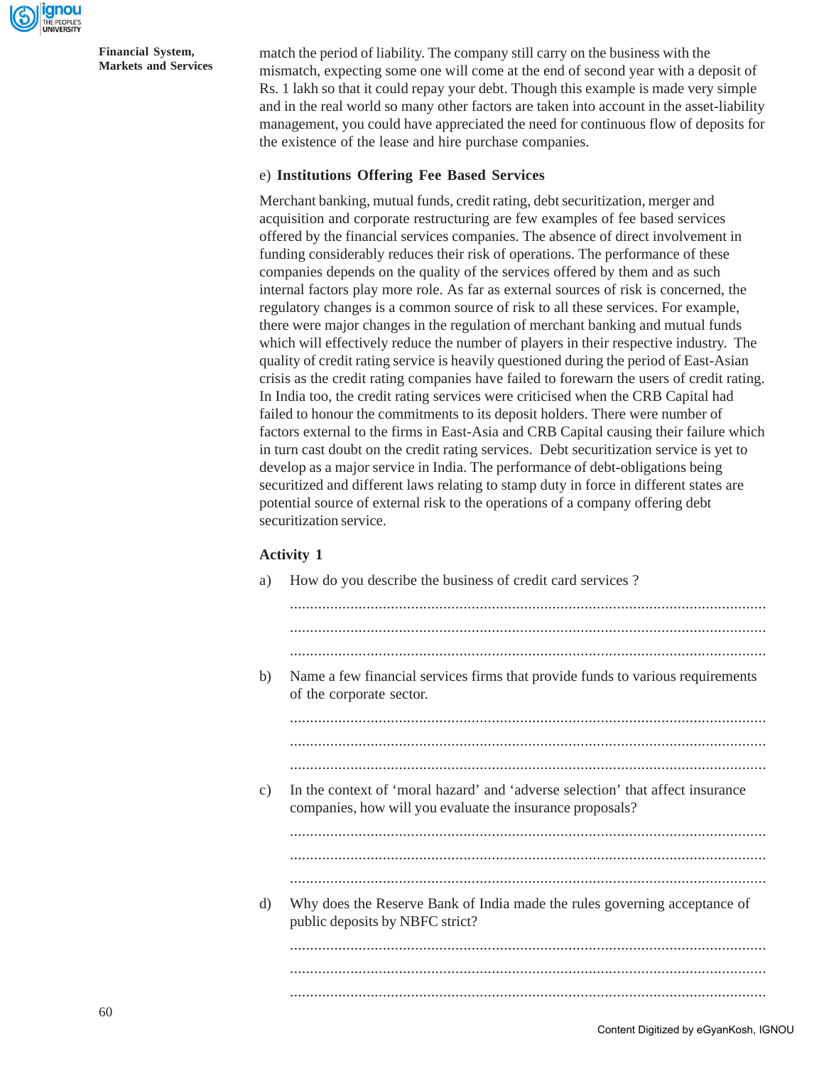match the period of liability. The company still carry on the business with the mismatch, expecting some one will come at the end of second year with a deposit of Rs. 1 lakh so that it could repay your debt. Though this example is made very simple and in the real world so many other factors are taken into account in the asset-liability management, you could have appreciated the need for continuous flow of deposits for the existence of the lease and hire purchase companies.

e) **Institutions Offering Fee Based Services**

Merchant banking, mutual funds, credit rating, debt securitization, merger and acquisition and corporate restructuring are few examples of fee based services offered by the financial services companies. The absence of direct involvement in funding considerably reduces their risk of operations. The performance of these companies depends on the quality of the services offered by them and as such internal factors play more role. As far as external sources of risk is concerned, the regulatory changes is a common source of risk to all these services. For example, there were major changes in the regulation of merchant banking and mutual funds which will effectively reduce the number of players in their respective industry. The quality of credit rating service is heavily questioned during the period of East-Asian crisis as the credit rating companies have failed to forewarn the users of credit rating. In India too, the credit rating services were criticised when the CRB Capital had failed to honour the commitments to its deposit holders. There were number of factors external to the firms in East-Asia and CRB Capital causing their failure which in turn cast doubt on the credit rating services. Debt securitization service is yet to develop as a major service in India. The performance of debt-obligations being securitized and different laws relating to stamp duty in force in different states are potential source of external risk to the operations of a company offering debt securitization service.

### Activity 1

a) How do you describe the business of credit card services ?

.....................................................................................................................

.....................................................................................................................

.....................................................................................................................

b) Name a few financial services firms that provide funds to various requirements of the corporate sector.

.....................................................................................................................

.....................................................................................................................

.....................................................................................................................

c) In the context of 'moral hazard' and 'adverse selection' that affect insurance companies, how will you evaluate the insurance proposals?

.....................................................................................................................

.....................................................................................................................

.....................................................................................................................

d) Why does the Reserve Bank of India made the rules governing acceptance of public deposits by NBFC strict?

.....................................................................................................................

.....................................................................................................................

.....................................................................................................................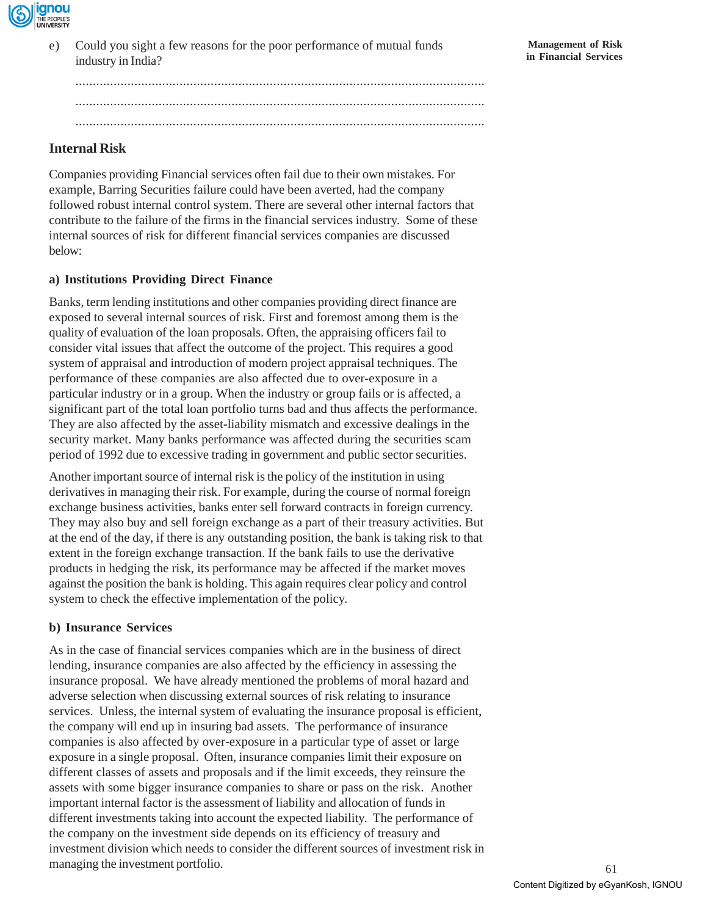e) Could you sight a few reasons for the poor performance of mutual funds industry in India?

......................................................................................................................

......................................................................................................................

......................................................................................................................

### Internal Risk

Companies providing Financial services often fail due to their own mistakes. For example, Barring Securities failure could have been averted, had the company followed robust internal control system. There are several other internal factors that contribute to the failure of the firms in the financial services industry. Some of these internal sources of risk for different financial services companies are discussed below:

#### a) Institutions Providing Direct Finance

Banks, term lending institutions and other companies providing direct finance are exposed to several internal sources of risk. First and foremost among them is the quality of evaluation of the loan proposals. Often, the appraising officers fail to consider vital issues that affect the outcome of the project. This requires a good system of appraisal and introduction of modern project appraisal techniques. The performance of these companies are also affected due to over-exposure in a particular industry or in a group. When the industry or group fails or is affected, a significant part of the total loan portfolio turns bad and thus affects the performance. They are also affected by the asset-liability mismatch and excessive dealings in the security market. Many banks performance was affected during the securities scam period of 1992 due to excessive trading in government and public sector securities.

Another important source of internal risk is the policy of the institution in using derivatives in managing their risk. For example, during the course of normal foreign exchange business activities, banks enter sell forward contracts in foreign currency. They may also buy and sell foreign exchange as a part of their treasury activities. But at the end of the day, if there is any outstanding position, the bank is taking risk to that extent in the foreign exchange transaction. If the bank fails to use the derivative products in hedging the risk, its performance may be affected if the market moves against the position the bank is holding. This again requires clear policy and control system to check the effective implementation of the policy.

#### b) Insurance Services

As in the case of financial services companies which are in the business of direct lending, insurance companies are also affected by the efficiency in assessing the insurance proposal. We have already mentioned the problems of moral hazard and adverse selection when discussing external sources of risk relating to insurance services. Unless, the internal system of evaluating the insurance proposal is efficient, the company will end up in insuring bad assets. The performance of insurance companies is also affected by over-exposure in a particular type of asset or large exposure in a single proposal. Often, insurance companies limit their exposure on different classes of assets and proposals and if the limit exceeds, they reinsure the assets with some bigger insurance companies to share or pass on the risk. Another important internal factor is the assessment of liability and allocation of funds in different investments taking into account the expected liability. The performance of the company on the investment side depends on its efficiency of treasury and investment division which needs to consider the different sources of investment risk in managing the investment portfolio.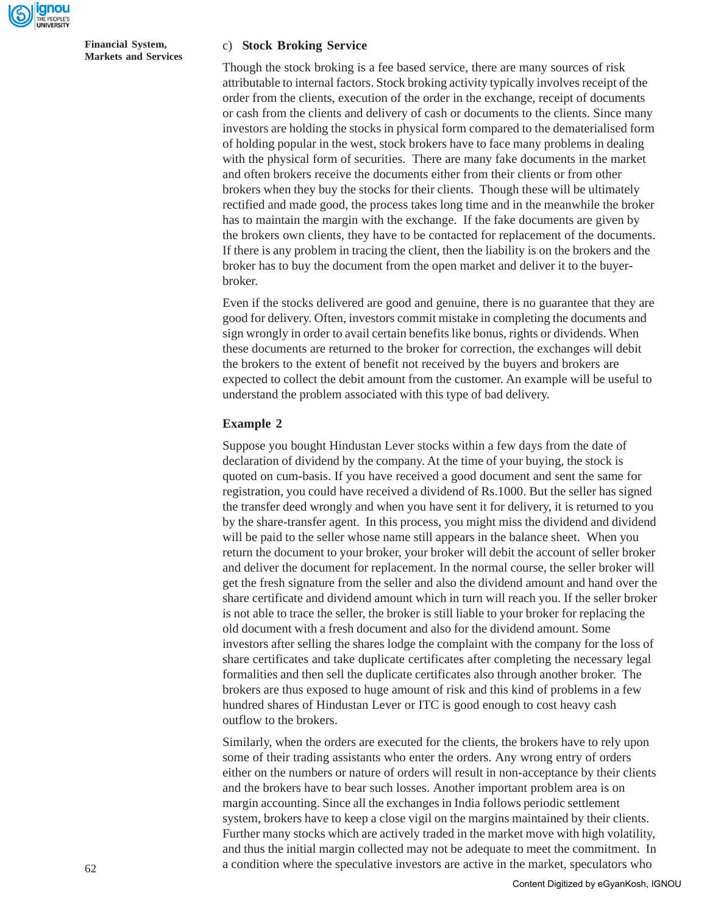### c) Stock Broking Service

Though the stock broking is a fee based service, there are many sources of risk attributable to internal factors. Stock broking activity typically involves receipt of the order from the clients, execution of the order in the exchange, receipt of documents or cash from the clients and delivery of cash or documents to the clients. Since many investors are holding the stocks in physical form compared to the dematerialised form of holding popular in the west, stock brokers have to face many problems in dealing with the physical form of securities. There are many fake documents in the market and often brokers receive the documents either from their clients or from other brokers when they buy the stocks for their clients. Though these will be ultimately rectified and made good, the process takes long time and in the meanwhile the broker has to maintain the margin with the exchange. If the fake documents are given by the brokers own clients, they have to be contacted for replacement of the documents. If there is any problem in tracing the client, then the liability is on the brokers and the broker has to buy the document from the open market and deliver it to the buyer-broker.

Even if the stocks delivered are good and genuine, there is no guarantee that they are good for delivery. Often, investors commit mistake in completing the documents and sign wrongly in order to avail certain benefits like bonus, rights or dividends. When these documents are returned to the broker for correction, the exchanges will debit the brokers to the extent of benefit not received by the buyers and brokers are expected to collect the debit amount from the customer. An example will be useful to understand the problem associated with this type of bad delivery.

**Example 2**

Suppose you bought Hindustan Lever stocks within a few days from the date of declaration of dividend by the company. At the time of your buying, the stock is quoted on cum-basis. If you have received a good document and sent the same for registration, you could have received a dividend of Rs.1000. But the seller has signed the transfer deed wrongly and when you have sent it for delivery, it is returned to you by the share-transfer agent. In this process, you might miss the dividend and dividend will be paid to the seller whose name still appears in the balance sheet. When you return the document to your broker, your broker will debit the account of seller broker and deliver the document for replacement. In the normal course, the seller broker will get the fresh signature from the seller and also the dividend amount and hand over the share certificate and dividend amount which in turn will reach you. If the seller broker is not able to trace the seller, the broker is still liable to your broker for replacing the old document with a fresh document and also for the dividend amount. Some investors after selling the shares lodge the complaint with the company for the loss of share certificates and take duplicate certificates after completing the necessary legal formalities and then sell the duplicate certificates also through another broker. The brokers are thus exposed to huge amount of risk and this kind of problems in a few hundred shares of Hindustan Lever or ITC is good enough to cost heavy cash outflow to the brokers.

Similarly, when the orders are executed for the clients, the brokers have to rely upon some of their trading assistants who enter the orders. Any wrong entry of orders either on the numbers or nature of orders will result in non-acceptance by their clients and the brokers have to bear such losses. Another important problem area is on margin accounting. Since all the exchanges in India follows periodic settlement system, brokers have to keep a close vigil on the margins maintained by their clients. Further many stocks which are actively traded in the market move with high volatility, and thus the initial margin collected may not be adequate to meet the commitment. In a condition where the speculative investors are active in the market, speculators who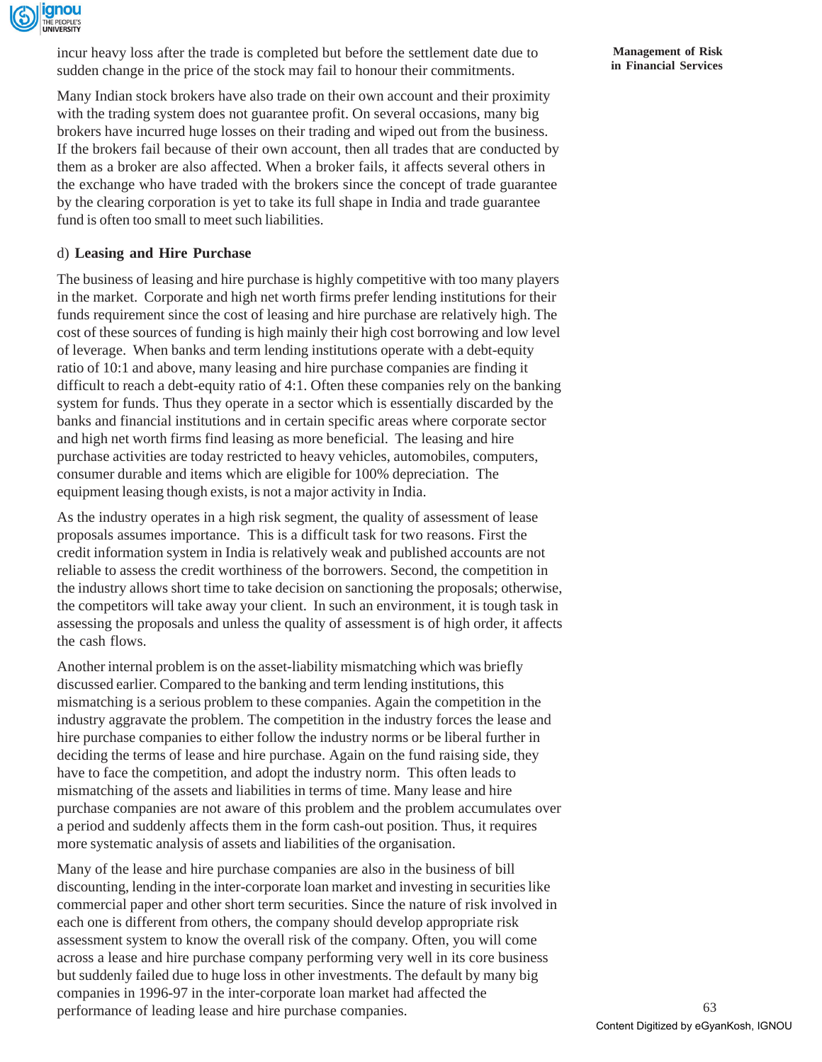incur heavy loss after the trade is completed but before the settlement date due to sudden change in the price of the stock may fail to honour their commitments.

Many Indian stock brokers have also trade on their own account and their proximity with the trading system does not guarantee profit. On several occasions, many big brokers have incurred huge losses on their trading and wiped out from the business. If the brokers fail because of their own account, then all trades that are conducted by them as a broker are also affected. When a broker fails, it affects several others in the exchange who have traded with the brokers since the concept of trade guarantee by the clearing corporation is yet to take its full shape in India and trade guarantee fund is often too small to meet such liabilities.

d) **Leasing and Hire Purchase**

The business of leasing and hire purchase is highly competitive with too many players in the market. Corporate and high net worth firms prefer lending institutions for their funds requirement since the cost of leasing and hire purchase are relatively high. The cost of these sources of funding is high mainly their high cost borrowing and low level of leverage. When banks and term lending institutions operate with a debt-equity ratio of 10:1 and above, many leasing and hire purchase companies are finding it difficult to reach a debt-equity ratio of 4:1. Often these companies rely on the banking system for funds. Thus they operate in a sector which is essentially discarded by the banks and financial institutions and in certain specific areas where corporate sector and high net worth firms find leasing as more beneficial. The leasing and hire purchase activities are today restricted to heavy vehicles, automobiles, computers, consumer durable and items which are eligible for 100% depreciation. The equipment leasing though exists, is not a major activity in India.

As the industry operates in a high risk segment, the quality of assessment of lease proposals assumes importance. This is a difficult task for two reasons. First the credit information system in India is relatively weak and published accounts are not reliable to assess the credit worthiness of the borrowers. Second, the competition in the industry allows short time to take decision on sanctioning the proposals; otherwise, the competitors will take away your client. In such an environment, it is tough task in assessing the proposals and unless the quality of assessment is of high order, it affects the cash flows.

Another internal problem is on the asset-liability mismatching which was briefly discussed earlier. Compared to the banking and term lending institutions, this mismatching is a serious problem to these companies. Again the competition in the industry aggravate the problem. The competition in the industry forces the lease and hire purchase companies to either follow the industry norms or be liberal further in deciding the terms of lease and hire purchase. Again on the fund raising side, they have to face the competition, and adopt the industry norm. This often leads to mismatching of the assets and liabilities in terms of time. Many lease and hire purchase companies are not aware of this problem and the problem accumulates over a period and suddenly affects them in the form cash-out position. Thus, it requires more systematic analysis of assets and liabilities of the organisation.

Many of the lease and hire purchase companies are also in the business of bill discounting, lending in the inter-corporate loan market and investing in securities like commercial paper and other short term securities. Since the nature of risk involved in each one is different from others, the company should develop appropriate risk assessment system to know the overall risk of the company. Often, you will come across a lease and hire purchase company performing very well in its core business but suddenly failed due to huge loss in other investments. The default by many big companies in 1996-97 in the inter-corporate loan market had affected the performance of leading lease and hire purchase companies.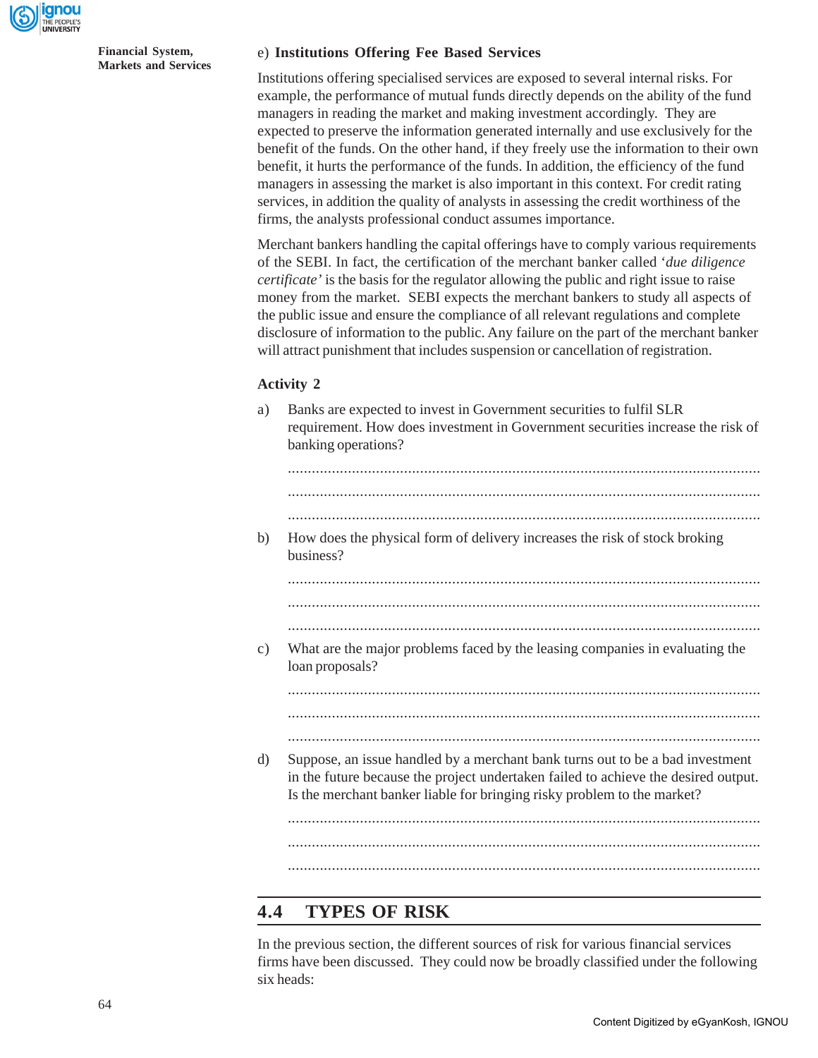e) **Institutions Offering Fee Based Services**

Institutions offering specialised services are exposed to several internal risks. For example, the performance of mutual funds directly depends on the ability of the fund managers in reading the market and making investment accordingly. They are expected to preserve the information generated internally and use exclusively for the benefit of the funds. On the other hand, if they freely use the information to their own benefit, it hurts the performance of the funds. In addition, the efficiency of the fund managers in assessing the market is also important in this context. For credit rating services, in addition the quality of analysts in assessing the credit worthiness of the firms, the analysts professional conduct assumes importance.

Merchant bankers handling the capital offerings have to comply various requirements of the SEBI. In fact, the certification of the merchant banker called '*due diligence certificate'* is the basis for the regulator allowing the public and right issue to raise money from the market. SEBI expects the merchant bankers to study all aspects of the public issue and ensure the compliance of all relevant regulations and complete disclosure of information to the public. Any failure on the part of the merchant banker will attract punishment that includes suspension or cancellation of registration.

**Activity 2**

a) Banks are expected to invest in Government securities to fulfil SLR requirement. How does investment in Government securities increase the risk of banking operations?

......................................................................................................................

......................................................................................................................

......................................................................................................................

b) How does the physical form of delivery increases the risk of stock broking business?

......................................................................................................................

......................................................................................................................

......................................................................................................................

c) What are the major problems faced by the leasing companies in evaluating the loan proposals?

......................................................................................................................

......................................................................................................................

......................................................................................................................

d) Suppose, an issue handled by a merchant bank turns out to be a bad investment in the future because the project undertaken failed to achieve the desired output. Is the merchant banker liable for bringing risky problem to the market?

......................................................................................................................

......................................................................................................................

......................................................................................................................

## 4.4 TYPES OF RISK

In the previous section, the different sources of risk for various financial services firms have been discussed. They could now be broadly classified under the following six heads: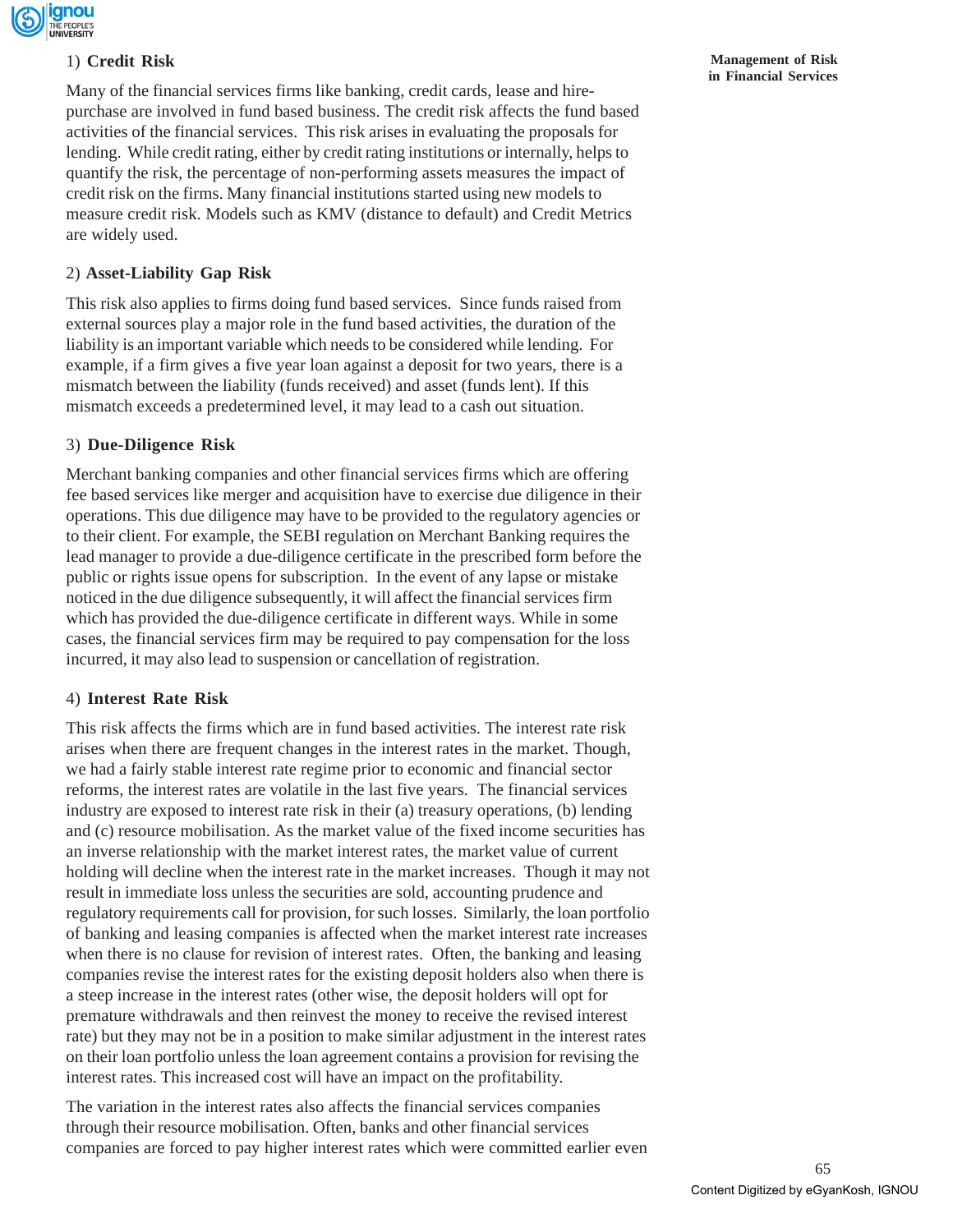1) **Credit Risk**

Many of the financial services firms like banking, credit cards, lease and hire-purchase are involved in fund based business. The credit risk affects the fund based activities of the financial services. This risk arises in evaluating the proposals for lending. While credit rating, either by credit rating institutions or internally, helps to quantify the risk, the percentage of non-performing assets measures the impact of credit risk on the firms. Many financial institutions started using new models to measure credit risk. Models such as KMV (distance to default) and Credit Metrics are widely used.

2) **Asset-Liability Gap Risk**

This risk also applies to firms doing fund based services. Since funds raised from external sources play a major role in the fund based activities, the duration of the liability is an important variable which needs to be considered while lending. For example, if a firm gives a five year loan against a deposit for two years, there is a mismatch between the liability (funds received) and asset (funds lent). If this mismatch exceeds a predetermined level, it may lead to a cash out situation.

3) **Due-Diligence Risk**

Merchant banking companies and other financial services firms which are offering fee based services like merger and acquisition have to exercise due diligence in their operations. This due diligence may have to be provided to the regulatory agencies or to their client. For example, the SEBI regulation on Merchant Banking requires the lead manager to provide a due-diligence certificate in the prescribed form before the public or rights issue opens for subscription. In the event of any lapse or mistake noticed in the due diligence subsequently, it will affect the financial services firm which has provided the due-diligence certificate in different ways. While in some cases, the financial services firm may be required to pay compensation for the loss incurred, it may also lead to suspension or cancellation of registration.

4) **Interest Rate Risk**

This risk affects the firms which are in fund based activities. The interest rate risk arises when there are frequent changes in the interest rates in the market. Though, we had a fairly stable interest rate regime prior to economic and financial sector reforms, the interest rates are volatile in the last five years. The financial services industry are exposed to interest rate risk in their (a) treasury operations, (b) lending and (c) resource mobilisation. As the market value of the fixed income securities has an inverse relationship with the market interest rates, the market value of current holding will decline when the interest rate in the market increases. Though it may not result in immediate loss unless the securities are sold, accounting prudence and regulatory requirements call for provision, for such losses. Similarly, the loan portfolio of banking and leasing companies is affected when the market interest rate increases when there is no clause for revision of interest rates. Often, the banking and leasing companies revise the interest rates for the existing deposit holders also when there is a steep increase in the interest rates (other wise, the deposit holders will opt for premature withdrawals and then reinvest the money to receive the revised interest rate) but they may not be in a position to make similar adjustment in the interest rates on their loan portfolio unless the loan agreement contains a provision for revising the interest rates. This increased cost will have an impact on the profitability.

The variation in the interest rates also affects the financial services companies through their resource mobilisation. Often, banks and other financial services companies are forced to pay higher interest rates which were committed earlier even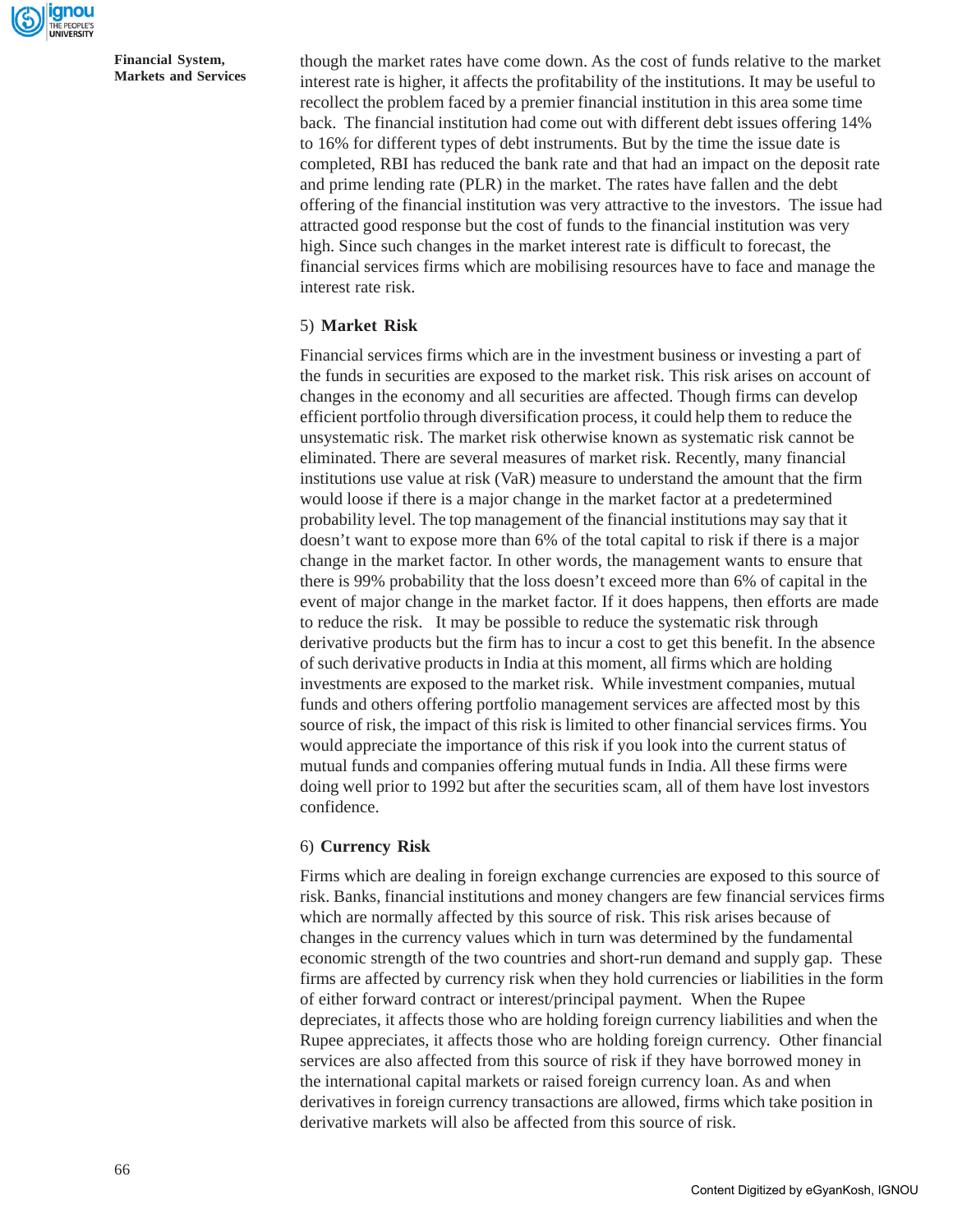though the market rates have come down. As the cost of funds relative to the market interest rate is higher, it affects the profitability of the institutions. It may be useful to recollect the problem faced by a premier financial institution in this area some time back. The financial institution had come out with different debt issues offering 14% to 16% for different types of debt instruments. But by the time the issue date is completed, RBI has reduced the bank rate and that had an impact on the deposit rate and prime lending rate (PLR) in the market. The rates have fallen and the debt offering of the financial institution was very attractive to the investors. The issue had attracted good response but the cost of funds to the financial institution was very high. Since such changes in the market interest rate is difficult to forecast, the financial services firms which are mobilising resources have to face and manage the interest rate risk.

5) **Market Risk**

Financial services firms which are in the investment business or investing a part of the funds in securities are exposed to the market risk. This risk arises on account of changes in the economy and all securities are affected. Though firms can develop efficient portfolio through diversification process, it could help them to reduce the unsystematic risk. The market risk otherwise known as systematic risk cannot be eliminated. There are several measures of market risk. Recently, many financial institutions use value at risk (VaR) measure to understand the amount that the firm would loose if there is a major change in the market factor at a predetermined probability level. The top management of the financial institutions may say that it doesn't want to expose more than 6% of the total capital to risk if there is a major change in the market factor. In other words, the management wants to ensure that there is 99% probability that the loss doesn't exceed more than 6% of capital in the event of major change in the market factor. If it does happens, then efforts are made to reduce the risk. It may be possible to reduce the systematic risk through derivative products but the firm has to incur a cost to get this benefit. In the absence of such derivative products in India at this moment, all firms which are holding investments are exposed to the market risk. While investment companies, mutual funds and others offering portfolio management services are affected most by this source of risk, the impact of this risk is limited to other financial services firms. You would appreciate the importance of this risk if you look into the current status of mutual funds and companies offering mutual funds in India. All these firms were doing well prior to 1992 but after the securities scam, all of them have lost investors confidence.

6) **Currency Risk**

Firms which are dealing in foreign exchange currencies are exposed to this source of risk. Banks, financial institutions and money changers are few financial services firms which are normally affected by this source of risk. This risk arises because of changes in the currency values which in turn was determined by the fundamental economic strength of the two countries and short-run demand and supply gap. These firms are affected by currency risk when they hold currencies or liabilities in the form of either forward contract or interest/principal payment. When the Rupee depreciates, it affects those who are holding foreign currency liabilities and when the Rupee appreciates, it affects those who are holding foreign currency. Other financial services are also affected from this source of risk if they have borrowed money in the international capital markets or raised foreign currency loan. As and when derivatives in foreign currency transactions are allowed, firms which take position in derivative markets will also be affected from this source of risk.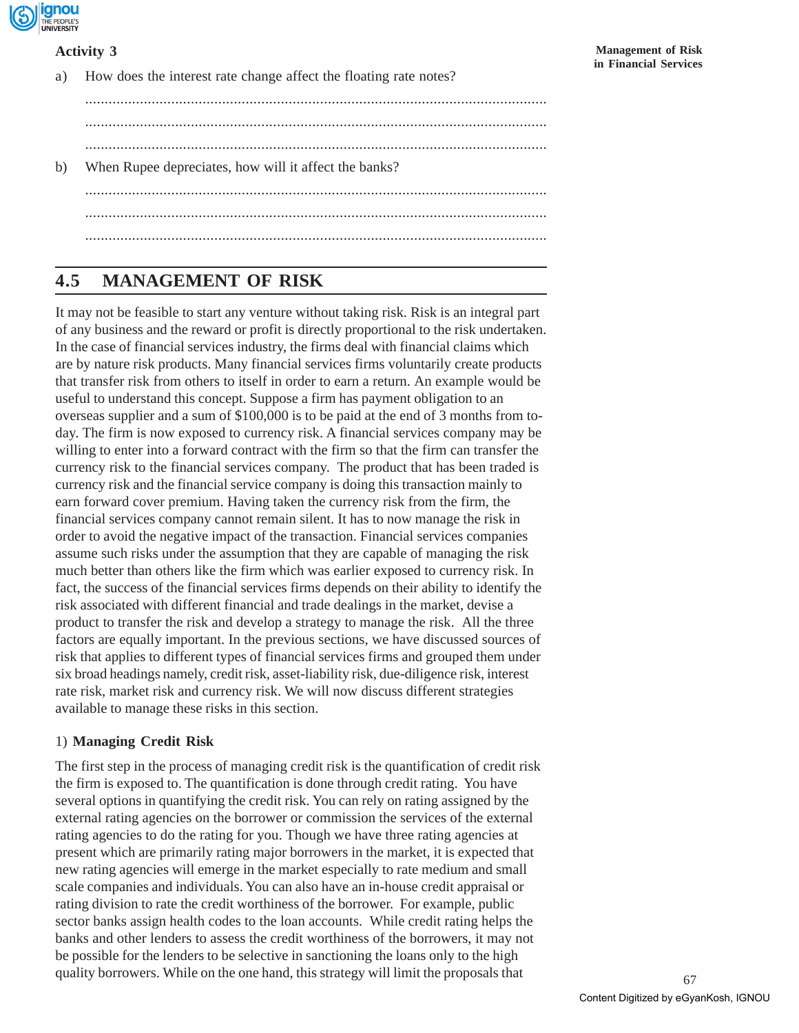**Activity 3**

a) How does the interest rate change affect the floating rate notes?

......................................................................................................................

......................................................................................................................

......................................................................................................................

b) When Rupee depreciates, how will it affect the banks?

......................................................................................................................

......................................................................................................................

......................................................................................................................

## 4.5 MANAGEMENT OF RISK

It may not be feasible to start any venture without taking risk. Risk is an integral part of any business and the reward or profit is directly proportional to the risk undertaken. In the case of financial services industry, the firms deal with financial claims which are by nature risk products. Many financial services firms voluntarily create products that transfer risk from others to itself in order to earn a return. An example would be useful to understand this concept. Suppose a firm has payment obligation to an overseas supplier and a sum of $100,000 is to be paid at the end of 3 months from to-day. The firm is now exposed to currency risk. A financial services company may be willing to enter into a forward contract with the firm so that the firm can transfer the currency risk to the financial services company. The product that has been traded is currency risk and the financial service company is doing this transaction mainly to earn forward cover premium. Having taken the currency risk from the firm, the financial services company cannot remain silent. It has to now manage the risk in order to avoid the negative impact of the transaction. Financial services companies assume such risks under the assumption that they are capable of managing the risk much better than others like the firm which was earlier exposed to currency risk. In fact, the success of the financial services firms depends on their ability to identify the risk associated with different financial and trade dealings in the market, devise a product to transfer the risk and develop a strategy to manage the risk. All the three factors are equally important. In the previous sections, we have discussed sources of risk that applies to different types of financial services firms and grouped them under six broad headings namely, credit risk, asset-liability risk, due-diligence risk, interest rate risk, market risk and currency risk. We will now discuss different strategies available to manage these risks in this section.

1) **Managing Credit Risk**

The first step in the process of managing credit risk is the quantification of credit risk the firm is exposed to. The quantification is done through credit rating. You have several options in quantifying the credit risk. You can rely on rating assigned by the external rating agencies on the borrower or commission the services of the external rating agencies to do the rating for you. Though we have three rating agencies at present which are primarily rating major borrowers in the market, it is expected that new rating agencies will emerge in the market especially to rate medium and small scale companies and individuals. You can also have an in-house credit appraisal or rating division to rate the credit worthiness of the borrower. For example, public sector banks assign health codes to the loan accounts. While credit rating helps the banks and other lenders to assess the credit worthiness of the borrowers, it may not be possible for the lenders to be selective in sanctioning the loans only to the high quality borrowers. While on the one hand, this strategy will limit the proposals that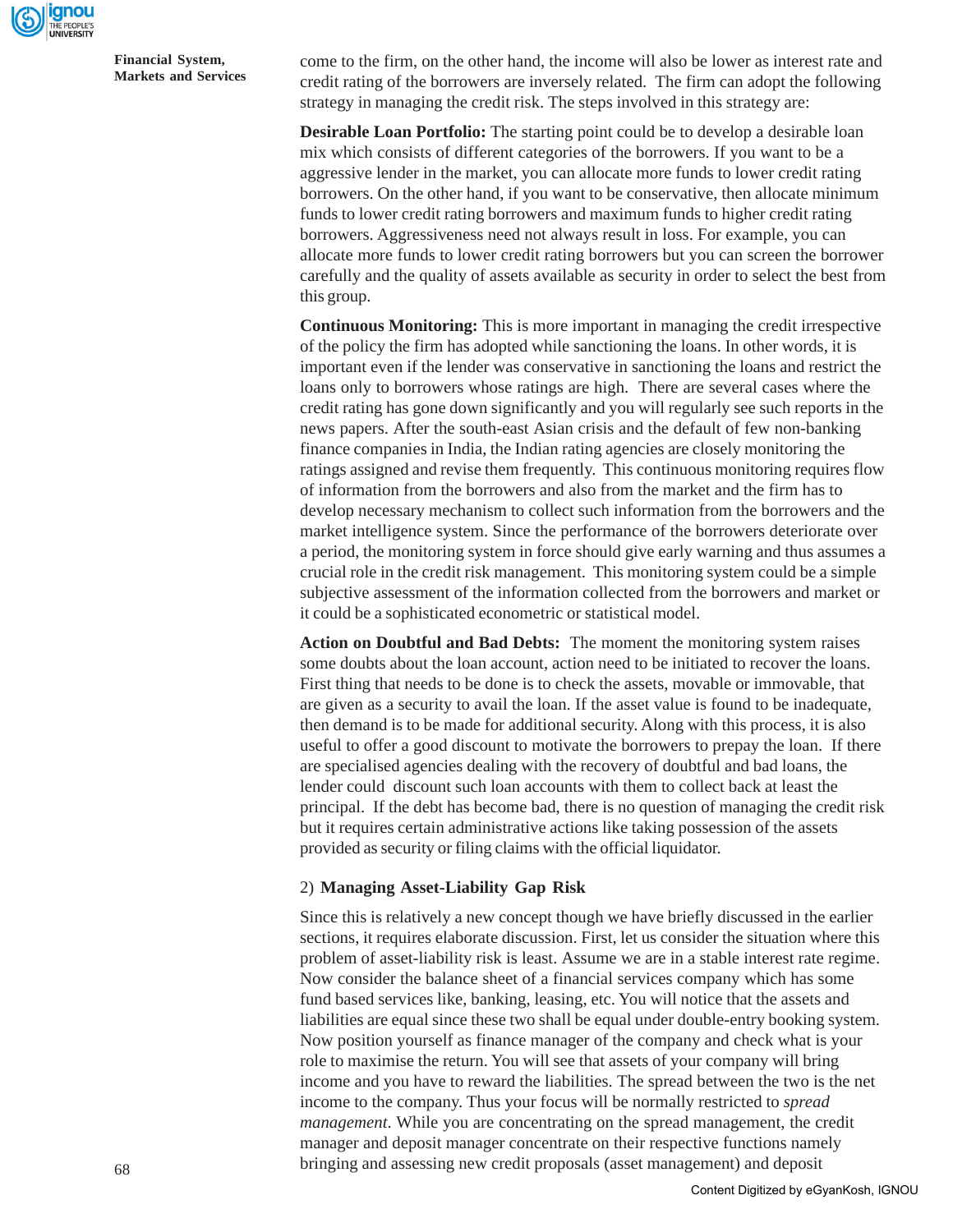come to the firm, on the other hand, the income will also be lower as interest rate and credit rating of the borrowers are inversely related. The firm can adopt the following strategy in managing the credit risk. The steps involved in this strategy are:

**Desirable Loan Portfolio:** The starting point could be to develop a desirable loan mix which consists of different categories of the borrowers. If you want to be a aggressive lender in the market, you can allocate more funds to lower credit rating borrowers. On the other hand, if you want to be conservative, then allocate minimum funds to lower credit rating borrowers and maximum funds to higher credit rating borrowers. Aggressiveness need not always result in loss. For example, you can allocate more funds to lower credit rating borrowers but you can screen the borrower carefully and the quality of assets available as security in order to select the best from this group.

**Continuous Monitoring:** This is more important in managing the credit irrespective of the policy the firm has adopted while sanctioning the loans. In other words, it is important even if the lender was conservative in sanctioning the loans and restrict the loans only to borrowers whose ratings are high. There are several cases where the credit rating has gone down significantly and you will regularly see such reports in the news papers. After the south-east Asian crisis and the default of few non-banking finance companies in India, the Indian rating agencies are closely monitoring the ratings assigned and revise them frequently. This continuous monitoring requires flow of information from the borrowers and also from the market and the firm has to develop necessary mechanism to collect such information from the borrowers and the market intelligence system. Since the performance of the borrowers deteriorate over a period, the monitoring system in force should give early warning and thus assumes a crucial role in the credit risk management. This monitoring system could be a simple subjective assessment of the information collected from the borrowers and market or it could be a sophisticated econometric or statistical model.

**Action on Doubtful and Bad Debts:** The moment the monitoring system raises some doubts about the loan account, action need to be initiated to recover the loans. First thing that needs to be done is to check the assets, movable or immovable, that are given as a security to avail the loan. If the asset value is found to be inadequate, then demand is to be made for additional security. Along with this process, it is also useful to offer a good discount to motivate the borrowers to prepay the loan. If there are specialised agencies dealing with the recovery of doubtful and bad loans, the lender could discount such loan accounts with them to collect back at least the principal. If the debt has become bad, there is no question of managing the credit risk but it requires certain administrative actions like taking possession of the assets provided as security or filing claims with the official liquidator.

2) **Managing Asset-Liability Gap Risk**

Since this is relatively a new concept though we have briefly discussed in the earlier sections, it requires elaborate discussion. First, let us consider the situation where this problem of asset-liability risk is least. Assume we are in a stable interest rate regime. Now consider the balance sheet of a financial services company which has some fund based services like, banking, leasing, etc. You will notice that the assets and liabilities are equal since these two shall be equal under double-entry booking system. Now position yourself as finance manager of the company and check what is your role to maximise the return. You will see that assets of your company will bring income and you have to reward the liabilities. The spread between the two is the net income to the company. Thus your focus will be normally restricted to *spread management*. While you are concentrating on the spread management, the credit manager and deposit manager concentrate on their respective functions namely bringing and assessing new credit proposals (asset management) and deposit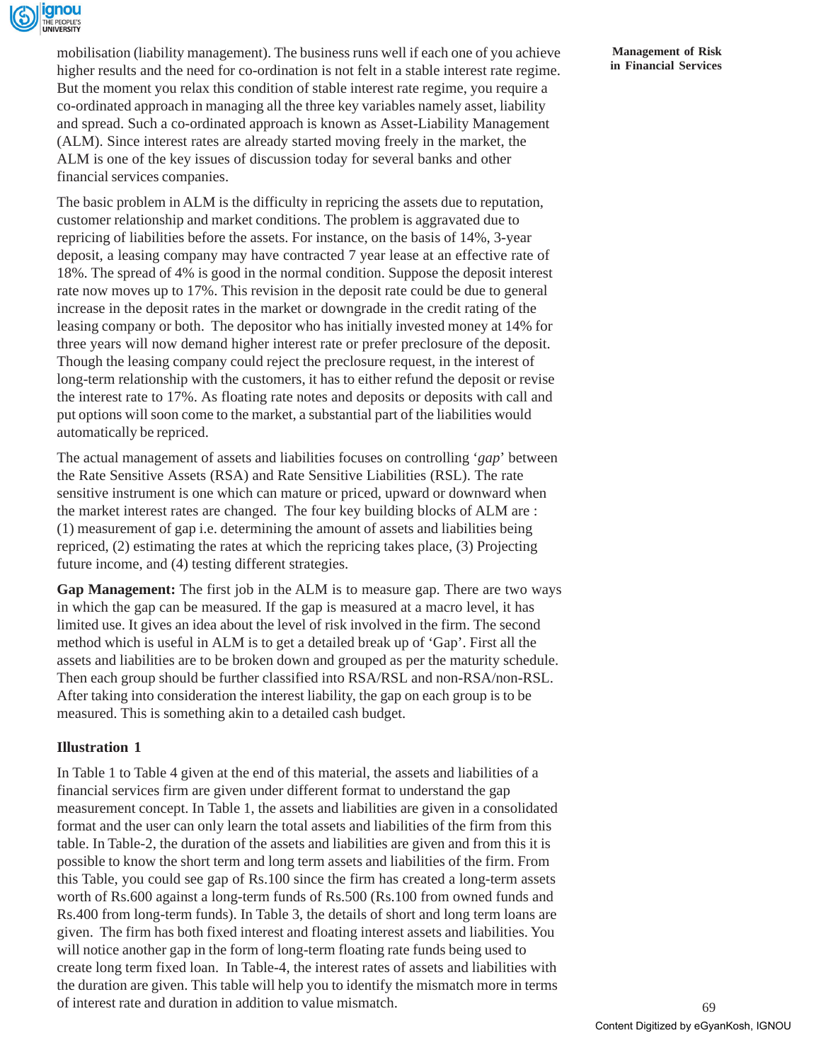mobilisation (liability management). The business runs well if each one of you achieve higher results and the need for co-ordination is not felt in a stable interest rate regime. But the moment you relax this condition of stable interest rate regime, you require a co-ordinated approach in managing all the three key variables namely asset, liability and spread. Such a co-ordinated approach is known as Asset-Liability Management (ALM). Since interest rates are already started moving freely in the market, the ALM is one of the key issues of discussion today for several banks and other financial services companies.

The basic problem in ALM is the difficulty in repricing the assets due to reputation, customer relationship and market conditions. The problem is aggravated due to repricing of liabilities before the assets. For instance, on the basis of 14%, 3-year deposit, a leasing company may have contracted 7 year lease at an effective rate of 18%. The spread of 4% is good in the normal condition. Suppose the deposit interest rate now moves up to 17%. This revision in the deposit rate could be due to general increase in the deposit rates in the market or downgrade in the credit rating of the leasing company or both. The depositor who has initially invested money at 14% for three years will now demand higher interest rate or prefer preclosure of the deposit. Though the leasing company could reject the preclosure request, in the interest of long-term relationship with the customers, it has to either refund the deposit or revise the interest rate to 17%. As floating rate notes and deposits or deposits with call and put options will soon come to the market, a substantial part of the liabilities would automatically be repriced.

The actual management of assets and liabilities focuses on controlling '*gap*' between the Rate Sensitive Assets (RSA) and Rate Sensitive Liabilities (RSL). The rate sensitive instrument is one which can mature or priced, upward or downward when the market interest rates are changed. The four key building blocks of ALM are : (1) measurement of gap i.e. determining the amount of assets and liabilities being repriced, (2) estimating the rates at which the repricing takes place, (3) Projecting future income, and (4) testing different strategies.

**Gap Management:** The first job in the ALM is to measure gap. There are two ways in which the gap can be measured. If the gap is measured at a macro level, it has limited use. It gives an idea about the level of risk involved in the firm. The second method which is useful in ALM is to get a detailed break up of 'Gap'. First all the assets and liabilities are to be broken down and grouped as per the maturity schedule. Then each group should be further classified into RSA/RSL and non-RSA/non-RSL. After taking into consideration the interest liability, the gap on each group is to be measured. This is something akin to a detailed cash budget.

**Illustration 1**

In Table 1 to Table 4 given at the end of this material, the assets and liabilities of a financial services firm are given under different format to understand the gap measurement concept. In Table 1, the assets and liabilities are given in a consolidated format and the user can only learn the total assets and liabilities of the firm from this table. In Table-2, the duration of the assets and liabilities are given and from this it is possible to know the short term and long term assets and liabilities of the firm. From this Table, you could see gap of Rs.100 since the firm has created a long-term assets worth of Rs.600 against a long-term funds of Rs.500 (Rs.100 from owned funds and Rs.400 from long-term funds). In Table 3, the details of short and long term loans are given. The firm has both fixed interest and floating interest assets and liabilities. You will notice another gap in the form of long-term floating rate funds being used to create long term fixed loan. In Table-4, the interest rates of assets and liabilities with the duration are given. This table will help you to identify the mismatch more in terms of interest rate and duration in addition to value mismatch.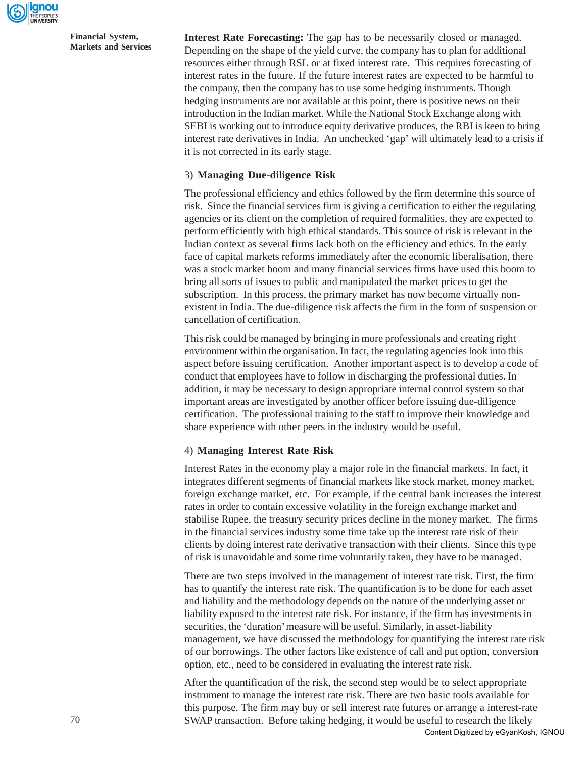**Interest Rate Forecasting:** The gap has to be necessarily closed or managed. Depending on the shape of the yield curve, the company has to plan for additional resources either through RSL or at fixed interest rate. This requires forecasting of interest rates in the future. If the future interest rates are expected to be harmful to the company, then the company has to use some hedging instruments. Though hedging instruments are not available at this point, there is positive news on their introduction in the Indian market. While the National Stock Exchange along with SEBI is working out to introduce equity derivative produces, the RBI is keen to bring interest rate derivatives in India. An unchecked 'gap' will ultimately lead to a crisis if it is not corrected in its early stage.

3) **Managing Due-diligence Risk**

The professional efficiency and ethics followed by the firm determine this source of risk. Since the financial services firm is giving a certification to either the regulating agencies or its client on the completion of required formalities, they are expected to perform efficiently with high ethical standards. This source of risk is relevant in the Indian context as several firms lack both on the efficiency and ethics. In the early face of capital markets reforms immediately after the economic liberalisation, there was a stock market boom and many financial services firms have used this boom to bring all sorts of issues to public and manipulated the market prices to get the subscription. In this process, the primary market has now become virtually non-existent in India. The due-diligence risk affects the firm in the form of suspension or cancellation of certification.

This risk could be managed by bringing in more professionals and creating right environment within the organisation. In fact, the regulating agencies look into this aspect before issuing certification. Another important aspect is to develop a code of conduct that employees have to follow in discharging the professional duties. In addition, it may be necessary to design appropriate internal control system so that important areas are investigated by another officer before issuing due-diligence certification. The professional training to the staff to improve their knowledge and share experience with other peers in the industry would be useful.

4) **Managing Interest Rate Risk**

Interest Rates in the economy play a major role in the financial markets. In fact, it integrates different segments of financial markets like stock market, money market, foreign exchange market, etc. For example, if the central bank increases the interest rates in order to contain excessive volatility in the foreign exchange market and stabilise Rupee, the treasury security prices decline in the money market. The firms in the financial services industry some time take up the interest rate risk of their clients by doing interest rate derivative transaction with their clients. Since this type of risk is unavoidable and some time voluntarily taken, they have to be managed.

There are two steps involved in the management of interest rate risk. First, the firm has to quantify the interest rate risk. The quantification is to be done for each asset and liability and the methodology depends on the nature of the underlying asset or liability exposed to the interest rate risk. For instance, if the firm has investments in securities, the 'duration' measure will be useful. Similarly, in asset-liability management, we have discussed the methodology for quantifying the interest rate risk of our borrowings. The other factors like existence of call and put option, conversion option, etc., need to be considered in evaluating the interest rate risk.

After the quantification of the risk, the second step would be to select appropriate instrument to manage the interest rate risk. There are two basic tools available for this purpose. The firm may buy or sell interest rate futures or arrange a interest-rate SWAP transaction. Before taking hedging, it would be useful to research the likely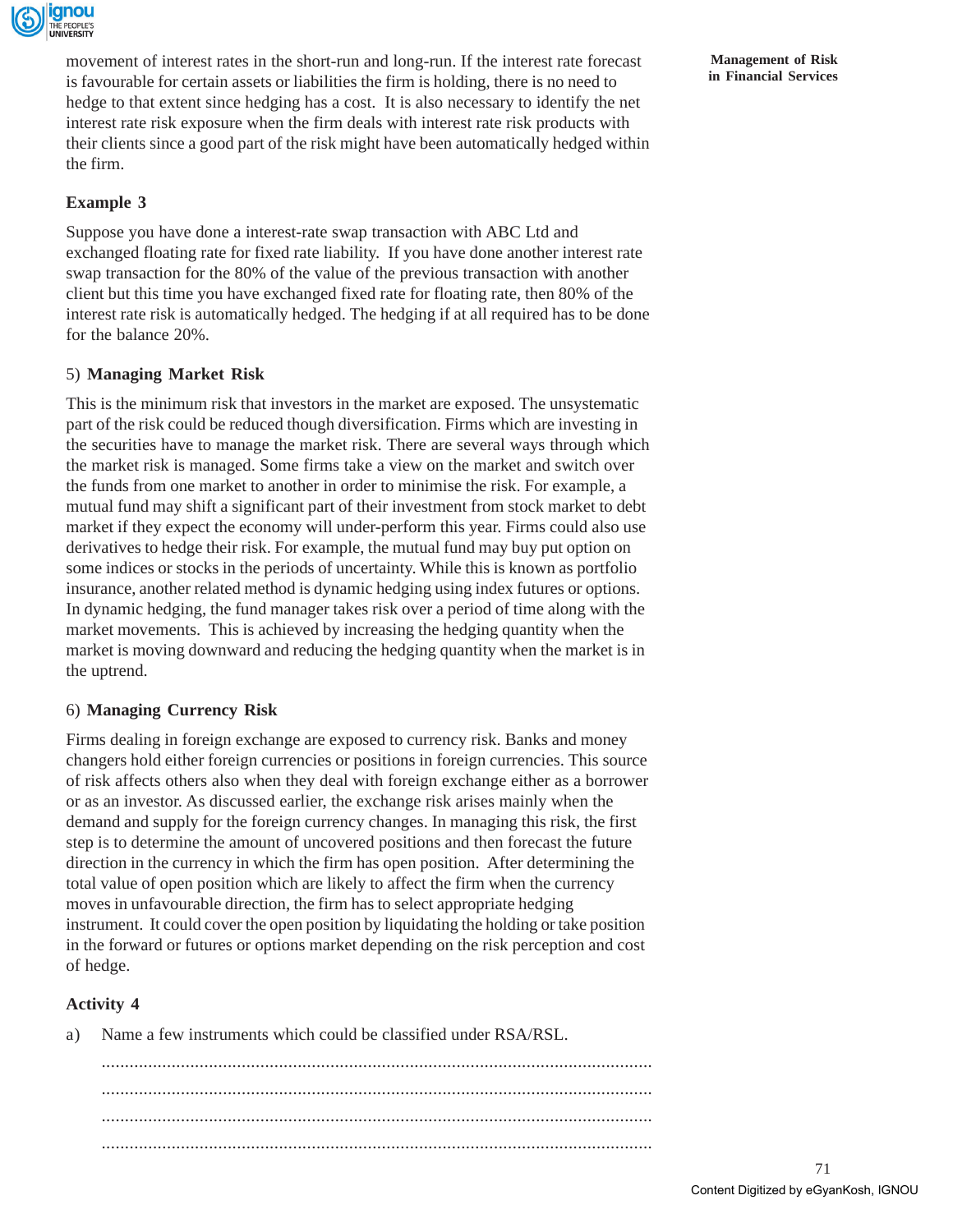movement of interest rates in the short-run and long-run. If the interest rate forecast is favourable for certain assets or liabilities the firm is holding, there is no need to hedge to that extent since hedging has a cost. It is also necessary to identify the net interest rate risk exposure when the firm deals with interest rate risk products with their clients since a good part of the risk might have been automatically hedged within the firm.

**Example 3**

Suppose you have done a interest-rate swap transaction with ABC Ltd and exchanged floating rate for fixed rate liability. If you have done another interest rate swap transaction for the 80% of the value of the previous transaction with another client but this time you have exchanged fixed rate for floating rate, then 80% of the interest rate risk is automatically hedged. The hedging if at all required has to be done for the balance 20%.

5) **Managing Market Risk**

This is the minimum risk that investors in the market are exposed. The unsystematic part of the risk could be reduced though diversification. Firms which are investing in the securities have to manage the market risk. There are several ways through which the market risk is managed. Some firms take a view on the market and switch over the funds from one market to another in order to minimise the risk. For example, a mutual fund may shift a significant part of their investment from stock market to debt market if they expect the economy will under-perform this year. Firms could also use derivatives to hedge their risk. For example, the mutual fund may buy put option on some indices or stocks in the periods of uncertainty. While this is known as portfolio insurance, another related method is dynamic hedging using index futures or options. In dynamic hedging, the fund manager takes risk over a period of time along with the market movements. This is achieved by increasing the hedging quantity when the market is moving downward and reducing the hedging quantity when the market is in the uptrend.

6) **Managing Currency Risk**

Firms dealing in foreign exchange are exposed to currency risk. Banks and money changers hold either foreign currencies or positions in foreign currencies. This source of risk affects others also when they deal with foreign exchange either as a borrower or as an investor. As discussed earlier, the exchange risk arises mainly when the demand and supply for the foreign currency changes. In managing this risk, the first step is to determine the amount of uncovered positions and then forecast the future direction in the currency in which the firm has open position. After determining the total value of open position which are likely to affect the firm when the currency moves in unfavourable direction, the firm has to select appropriate hedging instrument. It could cover the open position by liquidating the holding or take position in the forward or futures or options market depending on the risk perception and cost of hedge.

**Activity 4**

a) Name a few instruments which could be classified under RSA/RSL.

.....................................................................................................................

.....................................................................................................................

.....................................................................................................................

.....................................................................................................................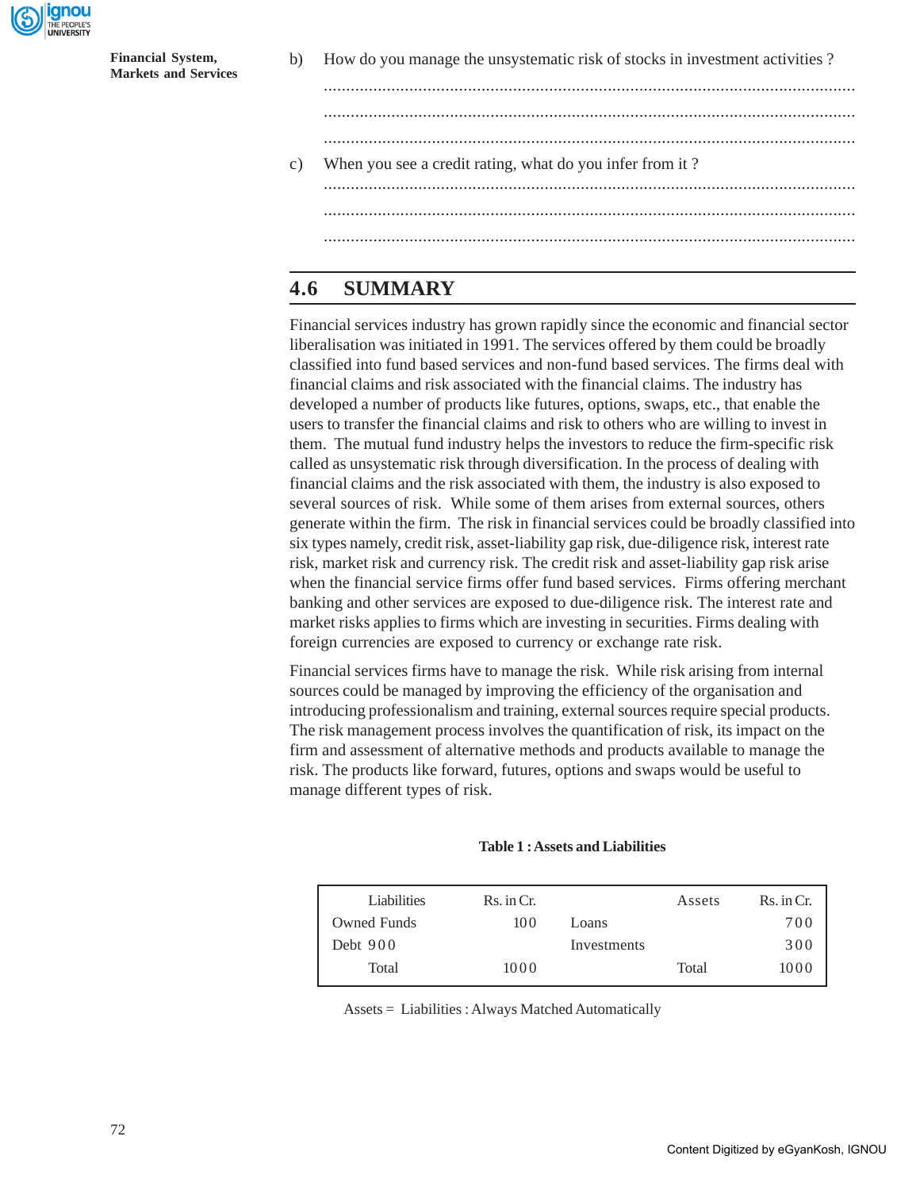b) How do you manage the unsystematic risk of stocks in investment activities ?

......................................................................................................................

......................................................................................................................

......................................................................................................................

c) When you see a credit rating, what do you infer from it ?

......................................................................................................................

......................................................................................................................

......................................................................................................................

## 4.6 SUMMARY

Financial services industry has grown rapidly since the economic and financial sector liberalisation was initiated in 1991. The services offered by them could be broadly classified into fund based services and non-fund based services. The firms deal with financial claims and risk associated with the financial claims. The industry has developed a number of products like futures, options, swaps, etc., that enable the users to transfer the financial claims and risk to others who are willing to invest in them. The mutual fund industry helps the investors to reduce the firm-specific risk called as unsystematic risk through diversification. In the process of dealing with financial claims and the risk associated with them, the industry is also exposed to several sources of risk. While some of them arises from external sources, others generate within the firm. The risk in financial services could be broadly classified into six types namely, credit risk, asset-liability gap risk, due-diligence risk, interest rate risk, market risk and currency risk. The credit risk and asset-liability gap risk arise when the financial service firms offer fund based services. Firms offering merchant banking and other services are exposed to due-diligence risk. The interest rate and market risks applies to firms which are investing in securities. Firms dealing with foreign currencies are exposed to currency or exchange rate risk.

Financial services firms have to manage the risk. While risk arising from internal sources could be managed by improving the efficiency of the organisation and introducing professionalism and training, external sources require special products. The risk management process involves the quantification of risk, its impact on the firm and assessment of alternative methods and products available to manage the risk. The products like forward, futures, options and swaps would be useful to manage different types of risk.

**Table 1 : Assets and Liabilities**

| Liabilities | Rs. in Cr. | | Assets | Rs. in Cr. |
|---|---|---|---|---|
| Owned Funds | 100 | Loans | | 700 |
| Debt 900 | | Investments | | 300 |
| Total | 1000 | | Total | 1000 |

Assets = Liabilities : Always Matched Automatically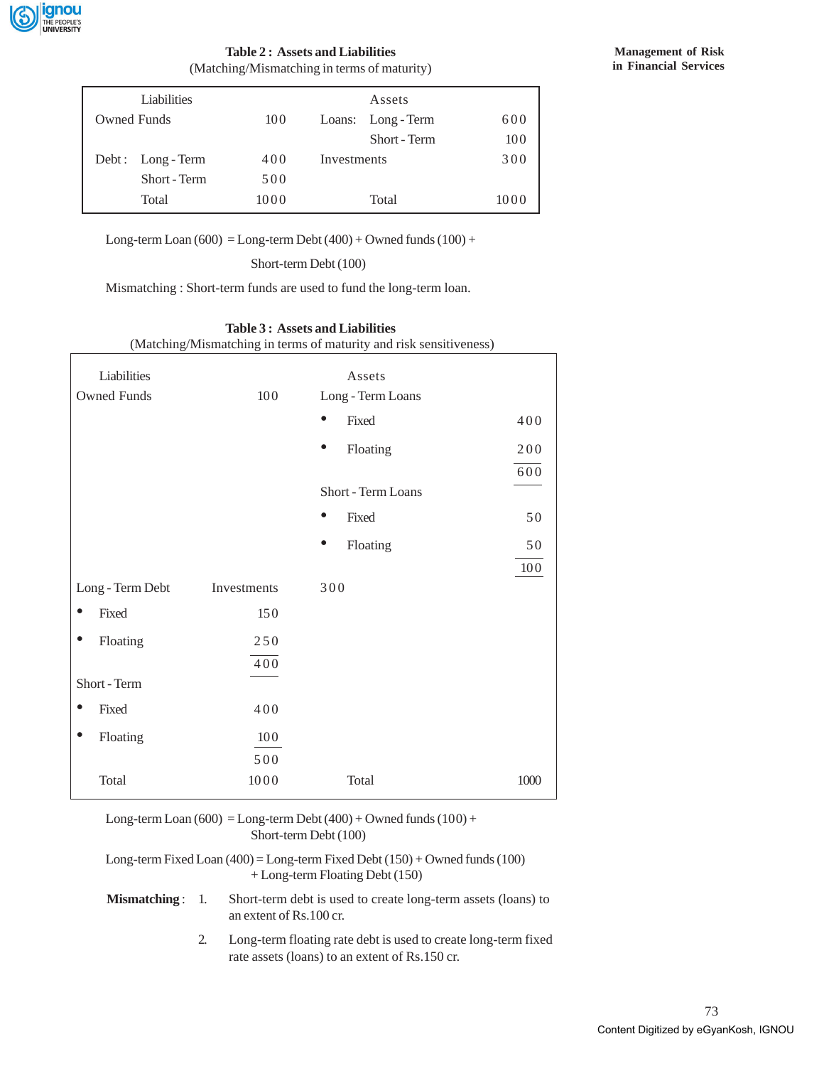**Table 2 : Assets and Liabilities**
(Matching/Mismatching in terms of maturity)

| Liabilities | | | Assets | | |
|---|---|---|---|---|---|
| Owned Funds | | 100 | Loans: | Long - Term | 600 |
| | | | | Short - Term | 100 |
| Debt : | Long - Term | 400 | Investments | | 300 |
| | Short - Term | 500 | | | |
| | Total | 1000 | | Total | 1000 |

Long-term Loan (600) = Long-term Debt (400) + Owned funds (100) + Short-term Debt (100)

Mismatching : Short-term funds are used to fund the long-term loan.

**Table 3 : Assets and Liabilities**
(Matching/Mismatching in terms of maturity and risk sensitiveness)

| Liabilities | | Assets | |
|---|---|---|---|
| Owned Funds | 100 | Long - Term Loans | |
| | | • Fixed | 400 |
| | | • Floating | 200 |
| | | | 600 |
| | | Short - Term Loans | |
| | | • Fixed | 50 |
| | | • Floating | 50 |
| | | | 100 |
| Long - Term Debt | | Investments | 300 |
| • Fixed | 150 | | |
| • Floating | 250 | | |
| | 400 | | |
| Short - Term | | | |
| • Fixed | 400 | | |
| • Floating | 100 | | |
| | 500 | | |
| Total | 1000 | Total | 1000 |

Long-term Loan (600) = Long-term Debt (400) + Owned funds (100) + Short-term Debt (100)

Long-term Fixed Loan (400) = Long-term Fixed Debt (150) + Owned funds (100) + Long-term Floating Debt (150)

**Mismatching** :

1. Short-term debt is used to create long-term assets (loans) to an extent of Rs.100 cr.
2. Long-term floating rate debt is used to create long-term fixed rate assets (loans) to an extent of Rs.150 cr.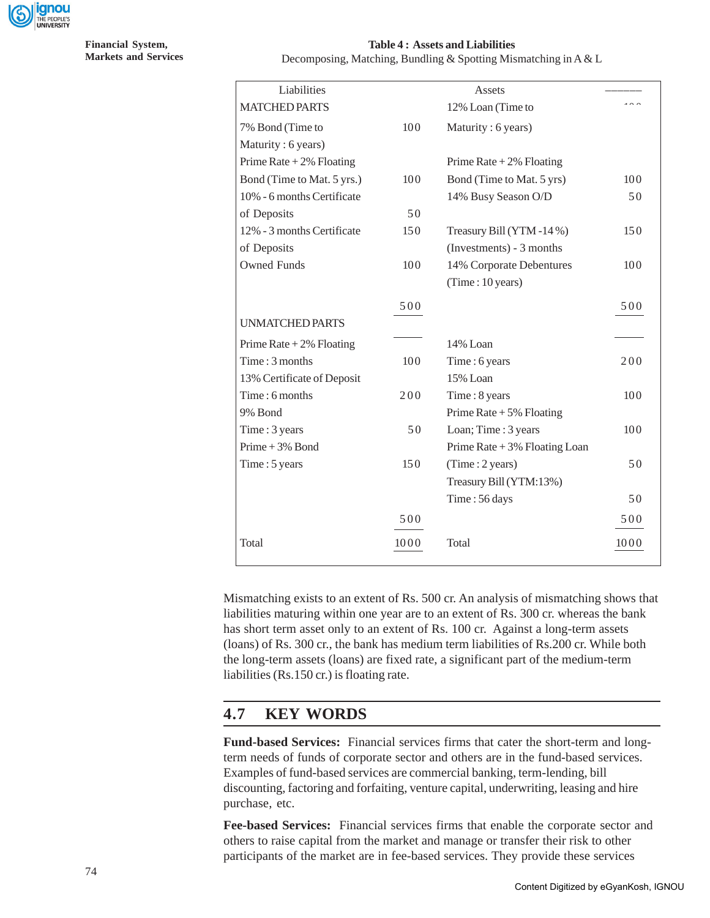**Table 4 : Assets and Liabilities**

Decomposing, Matching, Bundling & Spotting Mismatching in A & L

| Liabilities | | Assets | |
|---|---|---|---|
| MATCHED PARTS | | | |
| 7% Bond (Time to Maturity : 6 years) | 100 | 12% Loan (Time to Maturity : 6 years) | 100 |
| Prime Rate + 2% Floating Bond (Time to Mat. 5 yrs.) | 100 | Prime Rate + 2% Floating Bond (Time to Mat. 5 yrs) | 100 |
| 10% - 6 months Certificate of Deposits | 50 | 14% Busy Season O/D | 50 |
| 12% - 3 months Certificate of Deposits | 150 | Treasury Bill (YTM -14%) (Investments) - 3 months | 150 |
| Owned Funds | 100 | 14% Corporate Debentures (Time : 10 years) | 100 |
| | 500 | | 500 |
| UNMATCHED PARTS | | | |
| Prime Rate + 2% Floating Time : 3 months | 100 | 14% Loan Time : 6 years | 200 |
| 13% Certificate of Deposit Time : 6 months | 200 | 15% Loan Time : 8 years | 100 |
| 9% Bond Time : 3 years | 50 | Prime Rate + 5% Floating Loan; Time : 3 years | 100 |
| Prime + 3% Bond Time : 5 years | 150 | Prime Rate + 3% Floating Loan (Time : 2 years) | 50 |
| | | Treasury Bill (YTM:13%) Time : 56 days | 50 |
| | 500 | | 500 |
| Total | 1000 | Total | 1000 |

Mismatching exists to an extent of Rs. 500 cr. An analysis of mismatching shows that liabilities maturing within one year are to an extent of Rs. 300 cr. whereas the bank has short term asset only to an extent of Rs. 100 cr. Against a long-term assets (loans) of Rs. 300 cr., the bank has medium term liabilities of Rs.200 cr. While both the long-term assets (loans) are fixed rate, a significant part of the medium-term liabilities (Rs.150 cr.) is floating rate.

## 4.7 KEY WORDS

**Fund-based Services:** Financial services firms that cater the short-term and long-term needs of funds of corporate sector and others are in the fund-based services. Examples of fund-based services are commercial banking, term-lending, bill discounting, factoring and forfaiting, venture capital, underwriting, leasing and hire purchase, etc.

**Fee-based Services:** Financial services firms that enable the corporate sector and others to raise capital from the market and manage or transfer their risk to other participants of the market are in fee-based services. They provide these services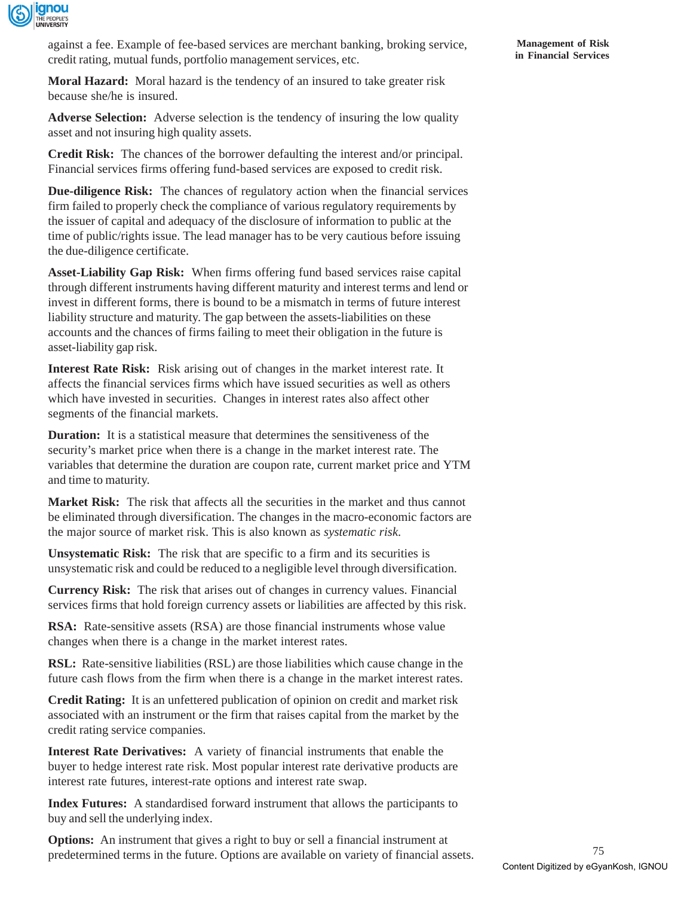against a fee. Example of fee-based services are merchant banking, broking service, credit rating, mutual funds, portfolio management services, etc.

**Moral Hazard:** Moral hazard is the tendency of an insured to take greater risk because she/he is insured.

**Adverse Selection:** Adverse selection is the tendency of insuring the low quality asset and not insuring high quality assets.

**Credit Risk:** The chances of the borrower defaulting the interest and/or principal. Financial services firms offering fund-based services are exposed to credit risk.

**Due-diligence Risk:** The chances of regulatory action when the financial services firm failed to properly check the compliance of various regulatory requirements by the issuer of capital and adequacy of the disclosure of information to public at the time of public/rights issue. The lead manager has to be very cautious before issuing the due-diligence certificate.

**Asset-Liability Gap Risk:** When firms offering fund based services raise capital through different instruments having different maturity and interest terms and lend or invest in different forms, there is bound to be a mismatch in terms of future interest liability structure and maturity. The gap between the assets-liabilities on these accounts and the chances of firms failing to meet their obligation in the future is asset-liability gap risk.

**Interest Rate Risk:** Risk arising out of changes in the market interest rate. It affects the financial services firms which have issued securities as well as others which have invested in securities. Changes in interest rates also affect other segments of the financial markets.

**Duration:** It is a statistical measure that determines the sensitiveness of the security's market price when there is a change in the market interest rate. The variables that determine the duration are coupon rate, current market price and YTM and time to maturity.

**Market Risk:** The risk that affects all the securities in the market and thus cannot be eliminated through diversification. The changes in the macro-economic factors are the major source of market risk. This is also known as *systematic risk*.

**Unsystematic Risk:** The risk that are specific to a firm and its securities is unsystematic risk and could be reduced to a negligible level through diversification.

**Currency Risk:** The risk that arises out of changes in currency values. Financial services firms that hold foreign currency assets or liabilities are affected by this risk.

**RSA:** Rate-sensitive assets (RSA) are those financial instruments whose value changes when there is a change in the market interest rates.

**RSL:** Rate-sensitive liabilities (RSL) are those liabilities which cause change in the future cash flows from the firm when there is a change in the market interest rates.

**Credit Rating:** It is an unfettered publication of opinion on credit and market risk associated with an instrument or the firm that raises capital from the market by the credit rating service companies.

**Interest Rate Derivatives:** A variety of financial instruments that enable the buyer to hedge interest rate risk. Most popular interest rate derivative products are interest rate futures, interest-rate options and interest rate swap.

**Index Futures:** A standardised forward instrument that allows the participants to buy and sell the underlying index.

**Options:** An instrument that gives a right to buy or sell a financial instrument at predetermined terms in the future. Options are available on variety of financial assets.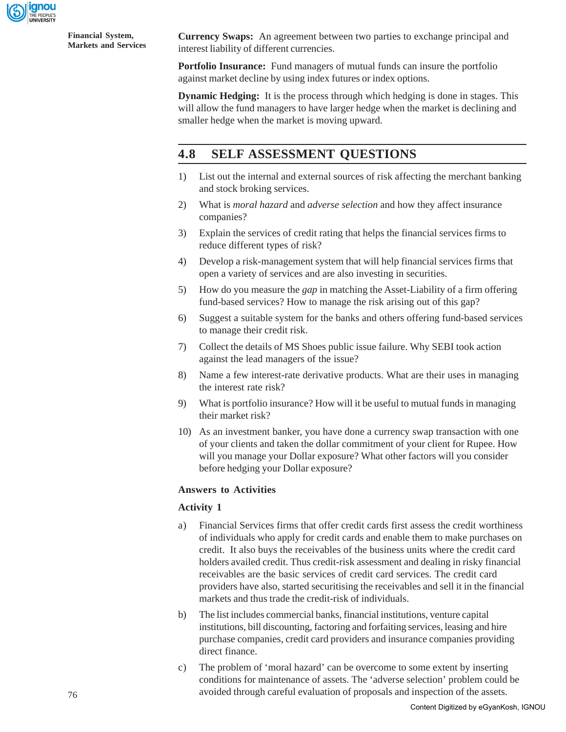**Currency Swaps:** An agreement between two parties to exchange principal and interest liability of different currencies.

**Portfolio Insurance:** Fund managers of mutual funds can insure the portfolio against market decline by using index futures or index options.

**Dynamic Hedging:** It is the process through which hedging is done in stages. This will allow the fund managers to have larger hedge when the market is declining and smaller hedge when the market is moving upward.

## 4.8 SELF ASSESSMENT QUESTIONS

1) List out the internal and external sources of risk affecting the merchant banking and stock broking services.
2) What is *moral hazard* and *adverse selection* and how they affect insurance companies?
3) Explain the services of credit rating that helps the financial services firms to reduce different types of risk?
4) Develop a risk-management system that will help financial services firms that open a variety of services and are also investing in securities.
5) How do you measure the *gap* in matching the Asset-Liability of a firm offering fund-based services? How to manage the risk arising out of this gap?
6) Suggest a suitable system for the banks and others offering fund-based services to manage their credit risk.
7) Collect the details of MS Shoes public issue failure. Why SEBI took action against the lead managers of the issue?
8) Name a few interest-rate derivative products. What are their uses in managing the interest rate risk?
9) What is portfolio insurance? How will it be useful to mutual funds in managing their market risk?
10) As an investment banker, you have done a currency swap transaction with one of your clients and taken the dollar commitment of your client for Rupee. How will you manage your Dollar exposure? What other factors will you consider before hedging your Dollar exposure?

### Answers to Activities

**Activity 1**

a) Financial Services firms that offer credit cards first assess the credit worthiness of individuals who apply for credit cards and enable them to make purchases on credit. It also buys the receivables of the business units where the credit card holders availed credit. Thus credit-risk assessment and dealing in risky financial receivables are the basic services of credit card services. The credit card providers have also, started securitising the receivables and sell it in the financial markets and thus trade the credit-risk of individuals.

b) The list includes commercial banks, financial institutions, venture capital institutions, bill discounting, factoring and forfaiting services, leasing and hire purchase companies, credit card providers and insurance companies providing direct finance.

c) The problem of 'moral hazard' can be overcome to some extent by inserting conditions for maintenance of assets. The 'adverse selection' problem could be avoided through careful evaluation of proposals and inspection of the assets.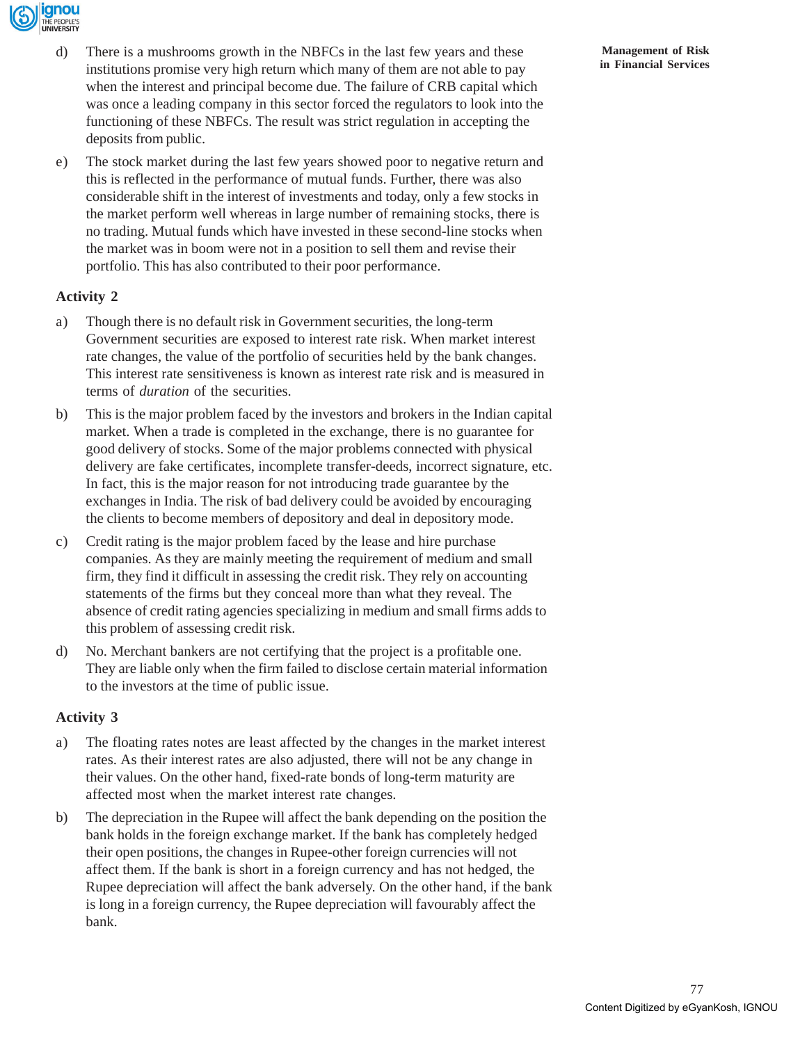d) There is a mushrooms growth in the NBFCs in the last few years and these institutions promise very high return which many of them are not able to pay when the interest and principal become due. The failure of CRB capital which was once a leading company in this sector forced the regulators to look into the functioning of these NBFCs. The result was strict regulation in accepting the deposits from public.

e) The stock market during the last few years showed poor to negative return and this is reflected in the performance of mutual funds. Further, there was also considerable shift in the interest of investments and today, only a few stocks in the market perform well whereas in large number of remaining stocks, there is no trading. Mutual funds which have invested in these second-line stocks when the market was in boom were not in a position to sell them and revise their portfolio. This has also contributed to their poor performance.

**Activity 2**

a) Though there is no default risk in Government securities, the long-term Government securities are exposed to interest rate risk. When market interest rate changes, the value of the portfolio of securities held by the bank changes. This interest rate sensitiveness is known as interest rate risk and is measured in terms of *duration* of the securities.

b) This is the major problem faced by the investors and brokers in the Indian capital market. When a trade is completed in the exchange, there is no guarantee for good delivery of stocks. Some of the major problems connected with physical delivery are fake certificates, incomplete transfer-deeds, incorrect signature, etc. In fact, this is the major reason for not introducing trade guarantee by the exchanges in India. The risk of bad delivery could be avoided by encouraging the clients to become members of depository and deal in depository mode.

c) Credit rating is the major problem faced by the lease and hire purchase companies. As they are mainly meeting the requirement of medium and small firm, they find it difficult in assessing the credit risk. They rely on accounting statements of the firms but they conceal more than what they reveal. The absence of credit rating agencies specializing in medium and small firms adds to this problem of assessing credit risk.

d) No. Merchant bankers are not certifying that the project is a profitable one. They are liable only when the firm failed to disclose certain material information to the investors at the time of public issue.

**Activity 3**

a) The floating rates notes are least affected by the changes in the market interest rates. As their interest rates are also adjusted, there will not be any change in their values. On the other hand, fixed-rate bonds of long-term maturity are affected most when the market interest rate changes.

b) The depreciation in the Rupee will affect the bank depending on the position the bank holds in the foreign exchange market. If the bank has completely hedged their open positions, the changes in Rupee-other foreign currencies will not affect them. If the bank is short in a foreign currency and has not hedged, the Rupee depreciation will affect the bank adversely. On the other hand, if the bank is long in a foreign currency, the Rupee depreciation will favourably affect the bank.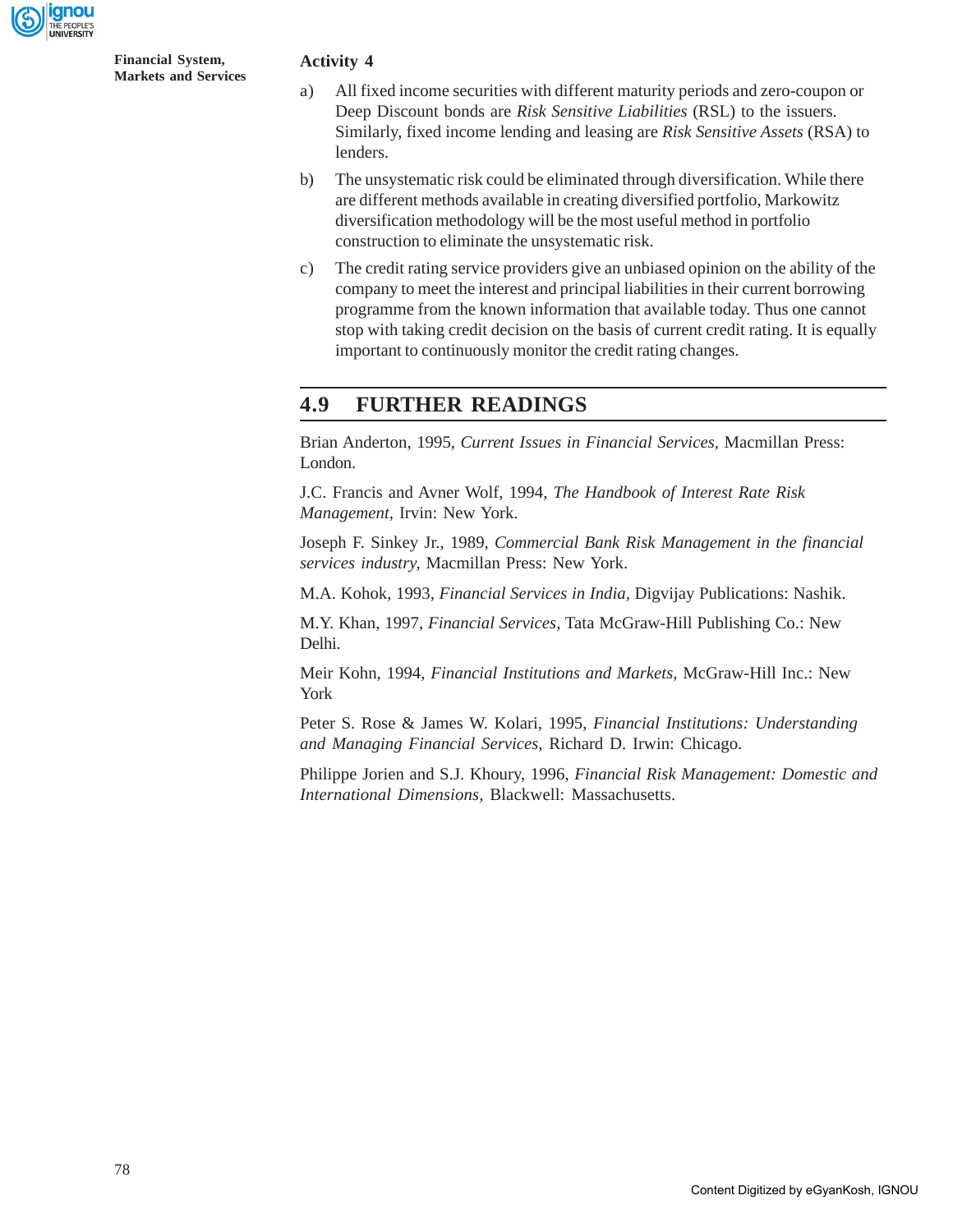**Activity 4**

a) All fixed income securities with different maturity periods and zero-coupon or Deep Discount bonds are *Risk Sensitive Liabilities* (RSL) to the issuers. Similarly, fixed income lending and leasing are *Risk Sensitive Assets* (RSA) to lenders.

b) The unsystematic risk could be eliminated through diversification. While there are different methods available in creating diversified portfolio, Markowitz diversification methodology will be the most useful method in portfolio construction to eliminate the unsystematic risk.

c) The credit rating service providers give an unbiased opinion on the ability of the company to meet the interest and principal liabilities in their current borrowing programme from the known information that available today. Thus one cannot stop with taking credit decision on the basis of current credit rating. It is equally important to continuously monitor the credit rating changes.

## 4.9 FURTHER READINGS

Brian Anderton, 1995, *Current Issues in Financial Services*, Macmillan Press: London.

J.C. Francis and Avner Wolf, 1994, *The Handbook of Interest Rate Risk Management,* Irvin: New York.

Joseph F. Sinkey Jr., 1989, *Commercial Bank Risk Management in the financial services industry,* Macmillan Press: New York.

M.A. Kohok, 1993, *Financial Services in India*, Digvijay Publications: Nashik.

M.Y. Khan, 1997, *Financial Services,* Tata McGraw-Hill Publishing Co.: New Delhi.

Meir Kohn, 1994, *Financial Institutions and Markets,* McGraw-Hill Inc.: New York

Peter S. Rose & James W. Kolari, 1995, *Financial Institutions: Understanding and Managing Financial Services*, Richard D. Irwin: Chicago.

Philippe Jorien and S.J. Khoury, 1996, *Financial Risk Management: Domestic and International Dimensions*, Blackwell: Massachusetts.